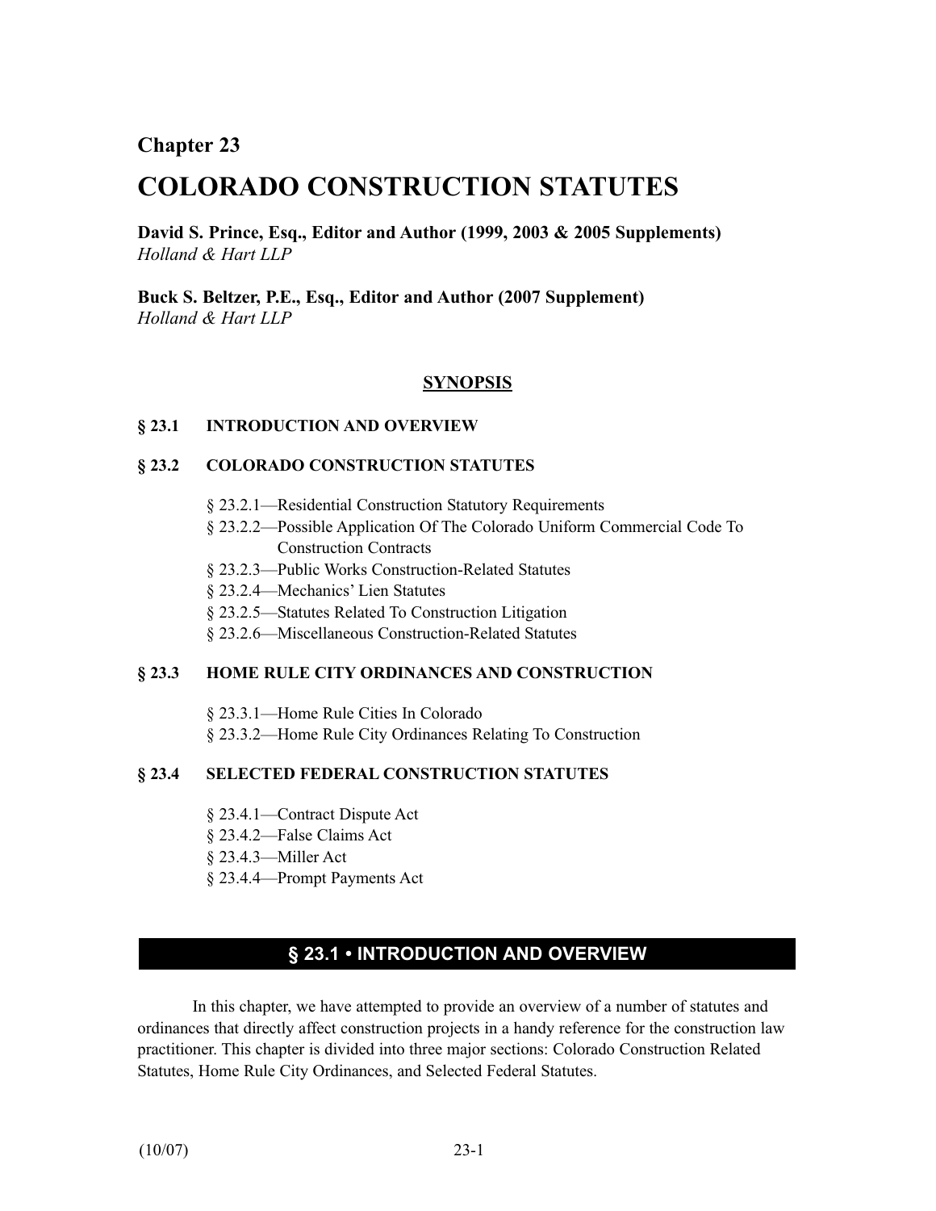## Chapter 23

# COLORADO CONSTRUCTION STATUTES

**David S. Prince, Esq., Editor and Author (1999, 2003 & 2005 Supplements)**
*Holland & Hart LLP*

**Buck S. Beltzer, P.E., Esq., Editor and Author (2007 Supplement)**
*Holland & Hart LLP*

**SYNOPSIS**

**§ 23.1 INTRODUCTION AND OVERVIEW**

**§ 23.2 COLORADO CONSTRUCTION STATUTES**

- § 23.2.1—Residential Construction Statutory Requirements
- § 23.2.2—Possible Application Of The Colorado Uniform Commercial Code To Construction Contracts
- § 23.2.3—Public Works Construction-Related Statutes
- § 23.2.4—Mechanics' Lien Statutes
- § 23.2.5—Statutes Related To Construction Litigation
- § 23.2.6—Miscellaneous Construction-Related Statutes

**§ 23.3 HOME RULE CITY ORDINANCES AND CONSTRUCTION**

- § 23.3.1—Home Rule Cities In Colorado
- § 23.3.2—Home Rule City Ordinances Relating To Construction

**§ 23.4 SELECTED FEDERAL CONSTRUCTION STATUTES**

- § 23.4.1—Contract Dispute Act
- § 23.4.2—False Claims Act
- § 23.4.3—Miller Act
- § 23.4.4—Prompt Payments Act

## § 23.1 • INTRODUCTION AND OVERVIEW

In this chapter, we have attempted to provide an overview of a number of statutes and ordinances that directly affect construction projects in a handy reference for the construction law practitioner. This chapter is divided into three major sections: Colorado Construction Related Statutes, Home Rule City Ordinances, and Selected Federal Statutes.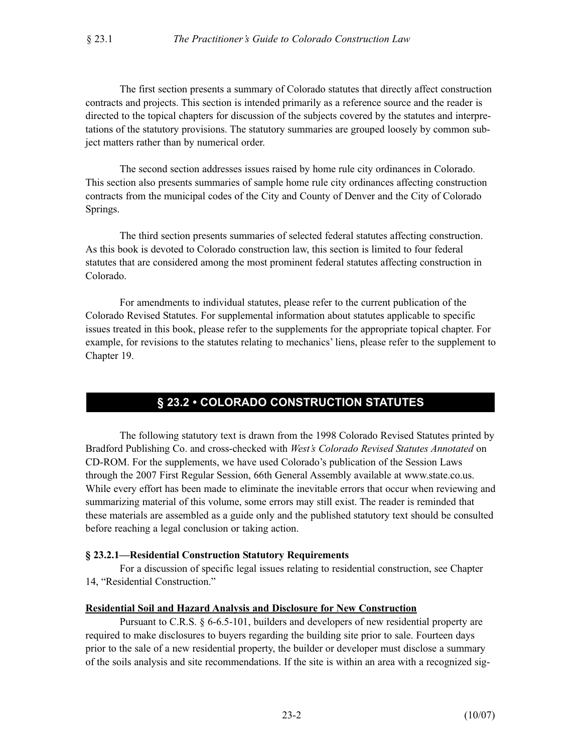The first section presents a summary of Colorado statutes that directly affect construction contracts and projects. This section is intended primarily as a reference source and the reader is directed to the topical chapters for discussion of the subjects covered by the statutes and interpretations of the statutory provisions. The statutory summaries are grouped loosely by common subject matters rather than by numerical order.

The second section addresses issues raised by home rule city ordinances in Colorado. This section also presents summaries of sample home rule city ordinances affecting construction contracts from the municipal codes of the City and County of Denver and the City of Colorado Springs.

The third section presents summaries of selected federal statutes affecting construction. As this book is devoted to Colorado construction law, this section is limited to four federal statutes that are considered among the most prominent federal statutes affecting construction in Colorado.

For amendments to individual statutes, please refer to the current publication of the Colorado Revised Statutes. For supplemental information about statutes applicable to specific issues treated in this book, please refer to the supplements for the appropriate topical chapter. For example, for revisions to the statutes relating to mechanics' liens, please refer to the supplement to Chapter 19.

## § 23.2 • COLORADO CONSTRUCTION STATUTES

The following statutory text is drawn from the 1998 Colorado Revised Statutes printed by Bradford Publishing Co. and cross-checked with *West's Colorado Revised Statutes Annotated* on CD-ROM. For the supplements, we have used Colorado's publication of the Session Laws through the 2007 First Regular Session, 66th General Assembly available at www.state.co.us. While every effort has been made to eliminate the inevitable errors that occur when reviewing and summarizing material of this volume, some errors may still exist. The reader is reminded that these materials are assembled as a guide only and the published statutory text should be consulted before reaching a legal conclusion or taking action.

### § 23.2.1—Residential Construction Statutory Requirements

For a discussion of specific legal issues relating to residential construction, see Chapter 14, "Residential Construction."

**Residential Soil and Hazard Analysis and Disclosure for New Construction**

Pursuant to C.R.S. § 6-6.5-101, builders and developers of new residential property are required to make disclosures to buyers regarding the building site prior to sale. Fourteen days prior to the sale of a new residential property, the builder or developer must disclose a summary of the soils analysis and site recommendations. If the site is within an area with a recognized sig-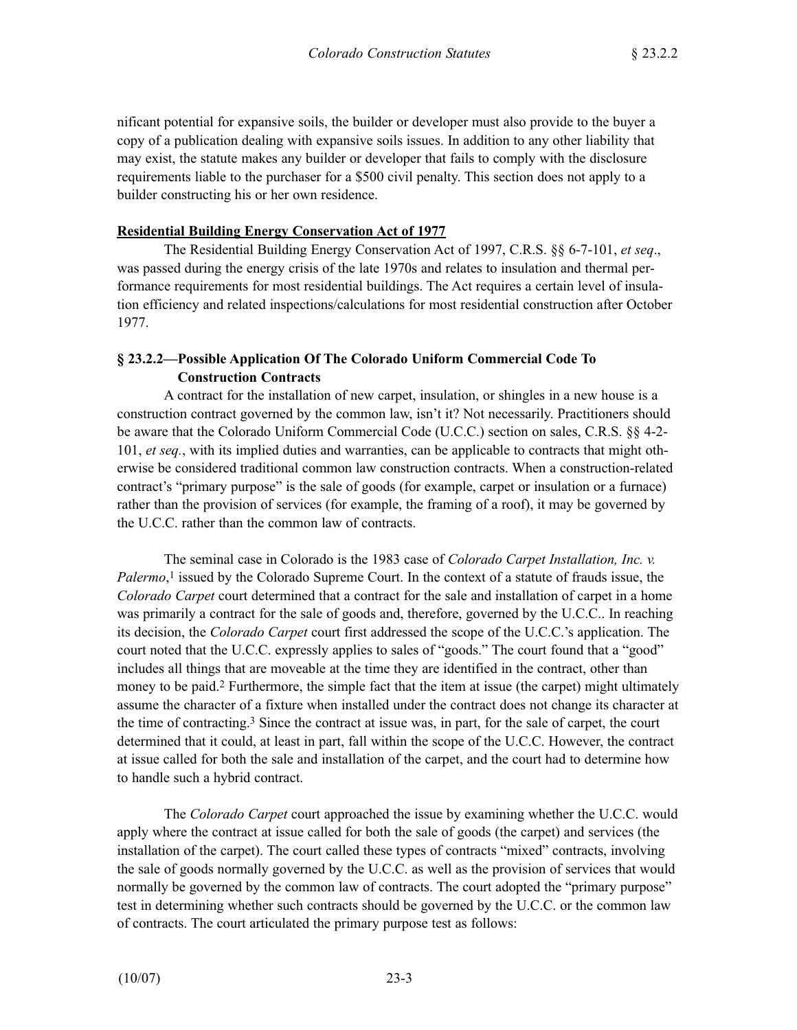nificant potential for expansive soils, the builder or developer must also provide to the buyer a copy of a publication dealing with expansive soils issues. In addition to any other liability that may exist, the statute makes any builder or developer that fails to comply with the disclosure requirements liable to the purchaser for a $500 civil penalty. This section does not apply to a builder constructing his or her own residence.

**Residential Building Energy Conservation Act of 1977**

The Residential Building Energy Conservation Act of 1997, C.R.S. §§ 6-7-101, *et seq*., was passed during the energy crisis of the late 1970s and relates to insulation and thermal performance requirements for most residential buildings. The Act requires a certain level of insulation efficiency and related inspections/calculations for most residential construction after October 1977.

### § 23.2.2—Possible Application Of The Colorado Uniform Commercial Code To Construction Contracts

A contract for the installation of new carpet, insulation, or shingles in a new house is a construction contract governed by the common law, isn't it? Not necessarily. Practitioners should be aware that the Colorado Uniform Commercial Code (U.C.C.) section on sales, C.R.S. §§ 4-2-101, *et seq.*, with its implied duties and warranties, can be applicable to contracts that might otherwise be considered traditional common law construction contracts. When a construction-related contract's "primary purpose" is the sale of goods (for example, carpet or insulation or a furnace) rather than the provision of services (for example, the framing of a roof), it may be governed by the U.C.C. rather than the common law of contracts.

The seminal case in Colorado is the 1983 case of *Colorado Carpet Installation, Inc. v. Palermo*,[1] issued by the Colorado Supreme Court. In the context of a statute of frauds issue, the *Colorado Carpet* court determined that a contract for the sale and installation of carpet in a home was primarily a contract for the sale of goods and, therefore, governed by the U.C.C.. In reaching its decision, the *Colorado Carpet* court first addressed the scope of the U.C.C.'s application. The court noted that the U.C.C. expressly applies to sales of "goods." The court found that a "good" includes all things that are moveable at the time they are identified in the contract, other than money to be paid.[2] Furthermore, the simple fact that the item at issue (the carpet) might ultimately assume the character of a fixture when installed under the contract does not change its character at the time of contracting.[3] Since the contract at issue was, in part, for the sale of carpet, the court determined that it could, at least in part, fall within the scope of the U.C.C. However, the contract at issue called for both the sale and installation of the carpet, and the court had to determine how to handle such a hybrid contract.

The *Colorado Carpet* court approached the issue by examining whether the U.C.C. would apply where the contract at issue called for both the sale of goods (the carpet) and services (the installation of the carpet). The court called these types of contracts "mixed" contracts, involving the sale of goods normally governed by the U.C.C. as well as the provision of services that would normally be governed by the common law of contracts. The court adopted the "primary purpose" test in determining whether such contracts should be governed by the U.C.C. or the common law of contracts. The court articulated the primary purpose test as follows: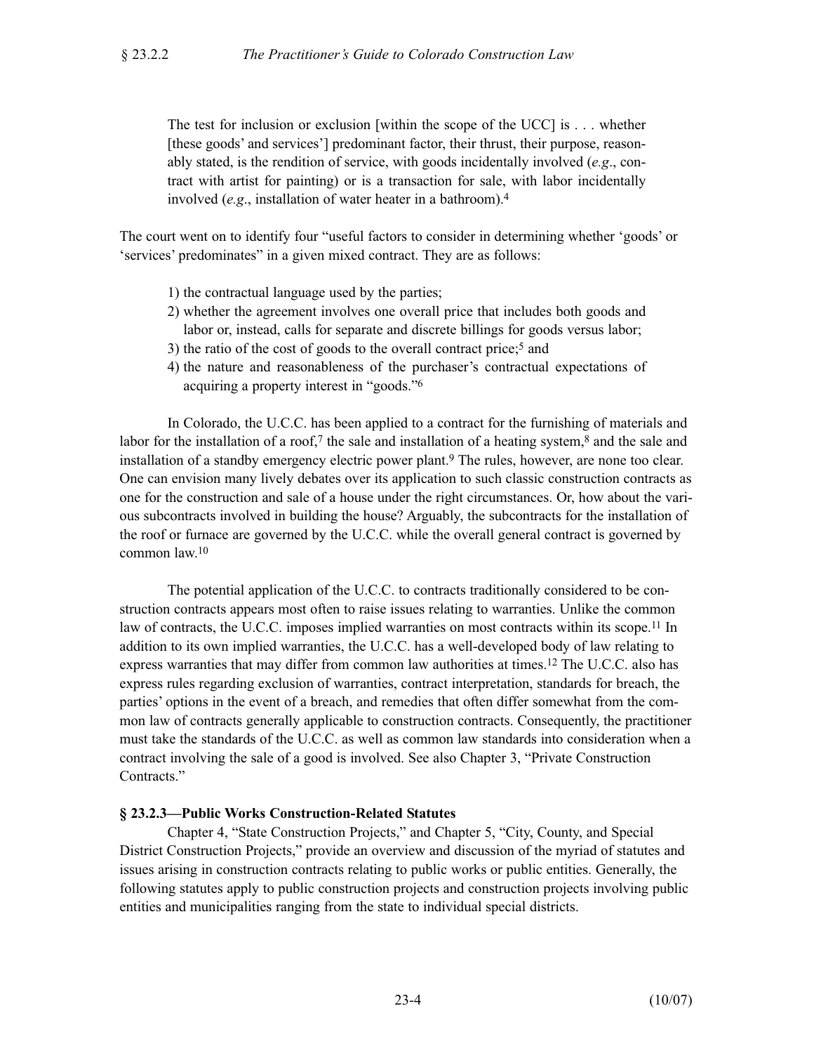> The test for inclusion or exclusion [within the scope of the UCC] is . . . whether [these goods' and services'] predominant factor, their thrust, their purpose, reasonably stated, is the rendition of service, with goods incidentally involved (*e.g*., contract with artist for painting) or is a transaction for sale, with labor incidentally involved (*e.g*., installation of water heater in a bathroom).[4]

The court went on to identify four "useful factors to consider in determining whether 'goods' or 'services' predominates" in a given mixed contract. They are as follows:

1) the contractual language used by the parties;
2) whether the agreement involves one overall price that includes both goods and labor or, instead, calls for separate and discrete billings for goods versus labor;
3) the ratio of the cost of goods to the overall contract price;[5] and
4) the nature and reasonableness of the purchaser's contractual expectations of acquiring a property interest in "goods."[6]

In Colorado, the U.C.C. has been applied to a contract for the furnishing of materials and labor for the installation of a roof,[7] the sale and installation of a heating system,[8] and the sale and installation of a standby emergency electric power plant.[9] The rules, however, are none too clear. One can envision many lively debates over its application to such classic construction contracts as one for the construction and sale of a house under the right circumstances. Or, how about the various subcontracts involved in building the house? Arguably, the subcontracts for the installation of the roof or furnace are governed by the U.C.C. while the overall general contract is governed by common law.[10]

The potential application of the U.C.C. to contracts traditionally considered to be construction contracts appears most often to raise issues relating to warranties. Unlike the common law of contracts, the U.C.C. imposes implied warranties on most contracts within its scope.[11] In addition to its own implied warranties, the U.C.C. has a well-developed body of law relating to express warranties that may differ from common law authorities at times.[12] The U.C.C. also has express rules regarding exclusion of warranties, contract interpretation, standards for breach, the parties' options in the event of a breach, and remedies that often differ somewhat from the common law of contracts generally applicable to construction contracts. Consequently, the practitioner must take the standards of the U.C.C. as well as common law standards into consideration when a contract involving the sale of a good is involved. See also Chapter 3, "Private Construction Contracts."

### § 23.2.3—Public Works Construction-Related Statutes

Chapter 4, "State Construction Projects," and Chapter 5, "City, County, and Special District Construction Projects," provide an overview and discussion of the myriad of statutes and issues arising in construction contracts relating to public works or public entities. Generally, the following statutes apply to public construction projects and construction projects involving public entities and municipalities ranging from the state to individual special districts.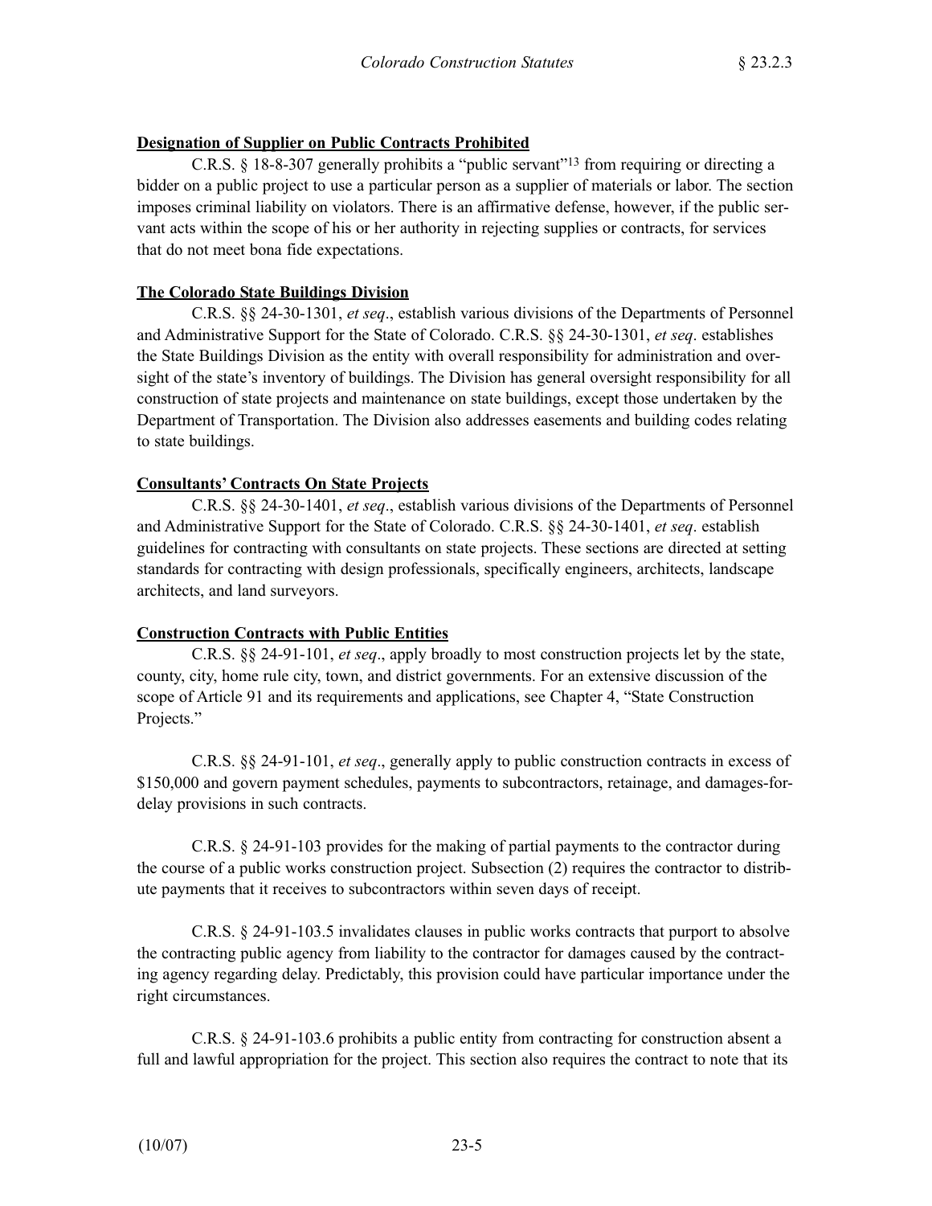**Designation of Supplier on Public Contracts Prohibited**

C.R.S. § 18-8-307 generally prohibits a "public servant"[13] from requiring or directing a bidder on a public project to use a particular person as a supplier of materials or labor. The section imposes criminal liability on violators. There is an affirmative defense, however, if the public servant acts within the scope of his or her authority in rejecting supplies or contracts, for services that do not meet bona fide expectations.

**The Colorado State Buildings Division**

C.R.S. §§ 24-30-1301, *et seq*., establish various divisions of the Departments of Personnel and Administrative Support for the State of Colorado. C.R.S. §§ 24-30-1301, *et seq*. establishes the State Buildings Division as the entity with overall responsibility for administration and oversight of the state's inventory of buildings. The Division has general oversight responsibility for all construction of state projects and maintenance on state buildings, except those undertaken by the Department of Transportation. The Division also addresses easements and building codes relating to state buildings.

**Consultants' Contracts On State Projects**

C.R.S. §§ 24-30-1401, *et seq*., establish various divisions of the Departments of Personnel and Administrative Support for the State of Colorado. C.R.S. §§ 24-30-1401, *et seq*. establish guidelines for contracting with consultants on state projects. These sections are directed at setting standards for contracting with design professionals, specifically engineers, architects, landscape architects, and land surveyors.

**Construction Contracts with Public Entities**

C.R.S. §§ 24-91-101, *et seq*., apply broadly to most construction projects let by the state, county, city, home rule city, town, and district governments. For an extensive discussion of the scope of Article 91 and its requirements and applications, see Chapter 4, "State Construction Projects."

C.R.S. §§ 24-91-101, *et seq*., generally apply to public construction contracts in excess of $150,000 and govern payment schedules, payments to subcontractors, retainage, and damages-for-delay provisions in such contracts.

C.R.S. § 24-91-103 provides for the making of partial payments to the contractor during the course of a public works construction project. Subsection (2) requires the contractor to distribute payments that it receives to subcontractors within seven days of receipt.

C.R.S. § 24-91-103.5 invalidates clauses in public works contracts that purport to absolve the contracting public agency from liability to the contractor for damages caused by the contracting agency regarding delay. Predictably, this provision could have particular importance under the right circumstances.

C.R.S. § 24-91-103.6 prohibits a public entity from contracting for construction absent a full and lawful appropriation for the project. This section also requires the contract to note that its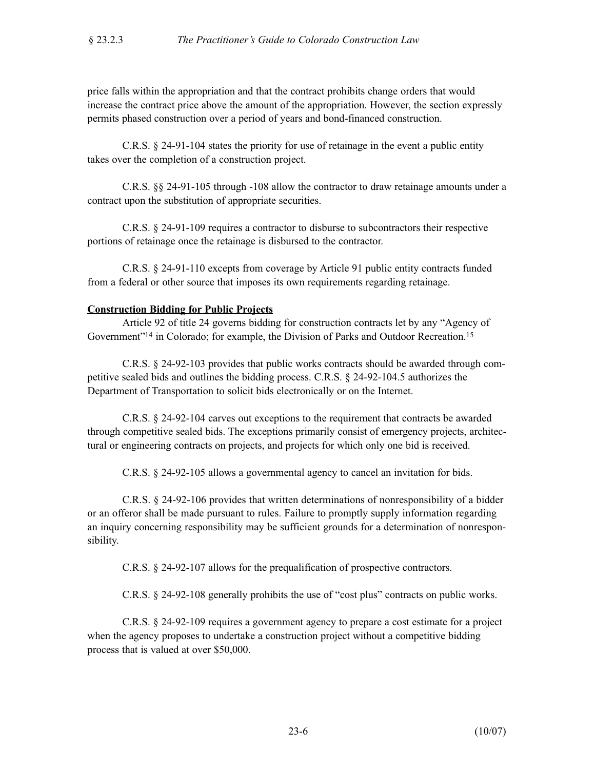price falls within the appropriation and that the contract prohibits change orders that would increase the contract price above the amount of the appropriation. However, the section expressly permits phased construction over a period of years and bond-financed construction.

C.R.S. § 24-91-104 states the priority for use of retainage in the event a public entity takes over the completion of a construction project.

C.R.S. §§ 24-91-105 through -108 allow the contractor to draw retainage amounts under a contract upon the substitution of appropriate securities.

C.R.S. § 24-91-109 requires a contractor to disburse to subcontractors their respective portions of retainage once the retainage is disbursed to the contractor.

C.R.S. § 24-91-110 excepts from coverage by Article 91 public entity contracts funded from a federal or other source that imposes its own requirements regarding retainage.

**Construction Bidding for Public Projects**

Article 92 of title 24 governs bidding for construction contracts let by any "Agency of Government"[14] in Colorado; for example, the Division of Parks and Outdoor Recreation.[15]

C.R.S. § 24-92-103 provides that public works contracts should be awarded through competitive sealed bids and outlines the bidding process. C.R.S. § 24-92-104.5 authorizes the Department of Transportation to solicit bids electronically or on the Internet.

C.R.S. § 24-92-104 carves out exceptions to the requirement that contracts be awarded through competitive sealed bids. The exceptions primarily consist of emergency projects, architectural or engineering contracts on projects, and projects for which only one bid is received.

C.R.S. § 24-92-105 allows a governmental agency to cancel an invitation for bids.

C.R.S. § 24-92-106 provides that written determinations of nonresponsibility of a bidder or an offeror shall be made pursuant to rules. Failure to promptly supply information regarding an inquiry concerning responsibility may be sufficient grounds for a determination of nonresponsibility.

C.R.S. § 24-92-107 allows for the prequalification of prospective contractors.

C.R.S. § 24-92-108 generally prohibits the use of "cost plus" contracts on public works.

C.R.S. § 24-92-109 requires a government agency to prepare a cost estimate for a project when the agency proposes to undertake a construction project without a competitive bidding process that is valued at over $50,000.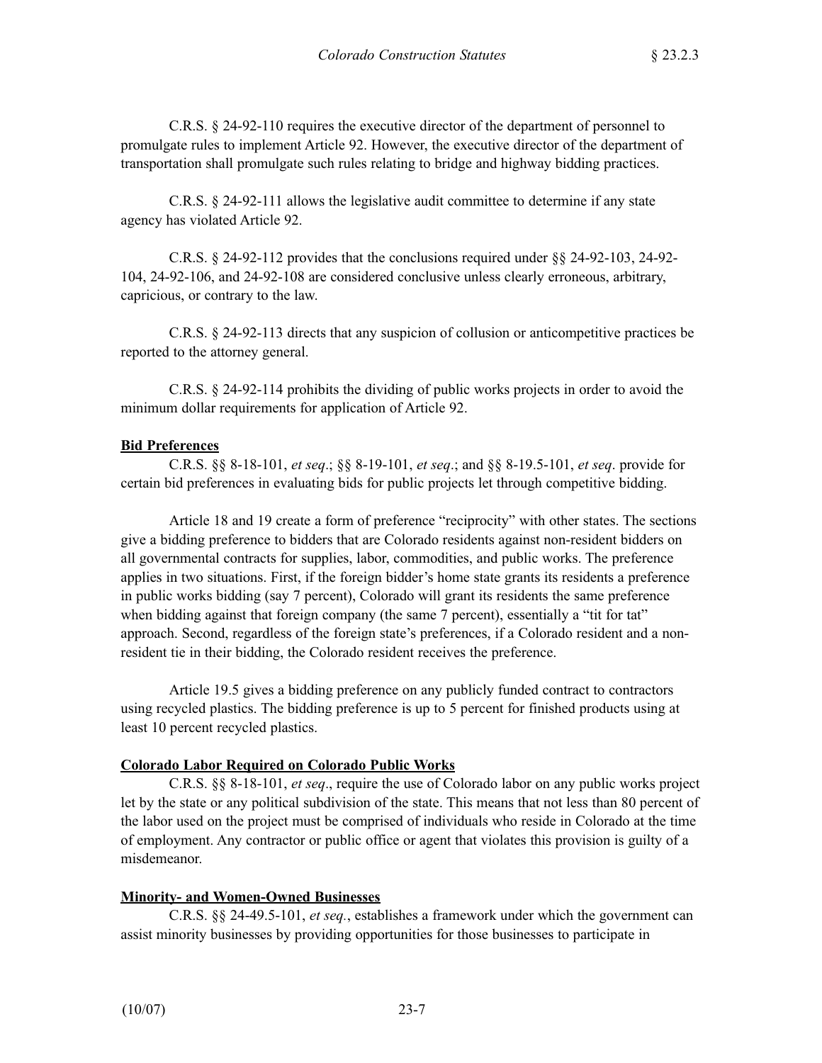C.R.S. § 24-92-110 requires the executive director of the department of personnel to promulgate rules to implement Article 92. However, the executive director of the department of transportation shall promulgate such rules relating to bridge and highway bidding practices.

C.R.S. § 24-92-111 allows the legislative audit committee to determine if any state agency has violated Article 92.

C.R.S. § 24-92-112 provides that the conclusions required under §§ 24-92-103, 24-92-104, 24-92-106, and 24-92-108 are considered conclusive unless clearly erroneous, arbitrary, capricious, or contrary to the law.

C.R.S. § 24-92-113 directs that any suspicion of collusion or anticompetitive practices be reported to the attorney general.

C.R.S. § 24-92-114 prohibits the dividing of public works projects in order to avoid the minimum dollar requirements for application of Article 92.

**Bid Preferences**

C.R.S. §§ 8-18-101, *et seq*.; §§ 8-19-101, *et seq*.; and §§ 8-19.5-101, *et seq*. provide for certain bid preferences in evaluating bids for public projects let through competitive bidding.

Article 18 and 19 create a form of preference "reciprocity" with other states. The sections give a bidding preference to bidders that are Colorado residents against non-resident bidders on all governmental contracts for supplies, labor, commodities, and public works. The preference applies in two situations. First, if the foreign bidder's home state grants its residents a preference in public works bidding (say 7 percent), Colorado will grant its residents the same preference when bidding against that foreign company (the same 7 percent), essentially a "tit for tat" approach. Second, regardless of the foreign state's preferences, if a Colorado resident and a non-resident tie in their bidding, the Colorado resident receives the preference.

Article 19.5 gives a bidding preference on any publicly funded contract to contractors using recycled plastics. The bidding preference is up to 5 percent for finished products using at least 10 percent recycled plastics.

**Colorado Labor Required on Colorado Public Works**

C.R.S. §§ 8-18-101, *et seq*., require the use of Colorado labor on any public works project let by the state or any political subdivision of the state. This means that not less than 80 percent of the labor used on the project must be comprised of individuals who reside in Colorado at the time of employment. Any contractor or public office or agent that violates this provision is guilty of a misdemeanor.

**Minority- and Women-Owned Businesses**

C.R.S. §§ 24-49.5-101, *et seq.*, establishes a framework under which the government can assist minority businesses by providing opportunities for those businesses to participate in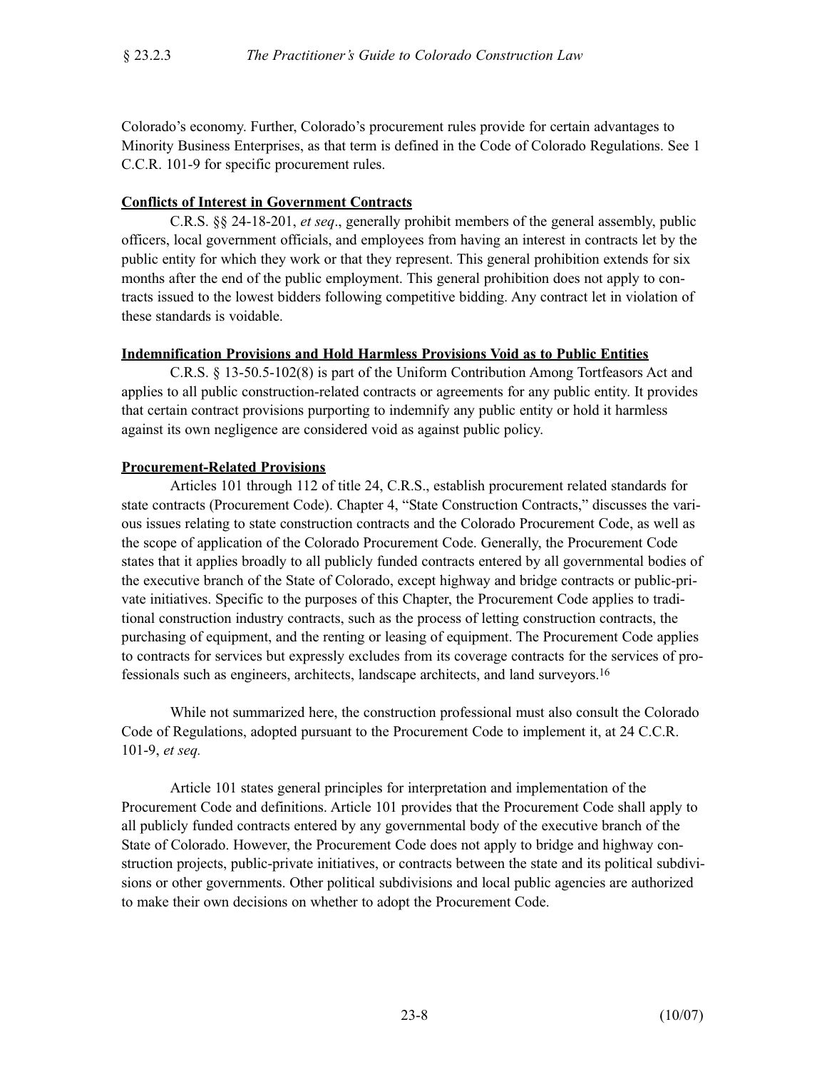Colorado's economy. Further, Colorado's procurement rules provide for certain advantages to Minority Business Enterprises, as that term is defined in the Code of Colorado Regulations. See 1 C.C.R. 101-9 for specific procurement rules.

**Conflicts of Interest in Government Contracts**

C.R.S. §§ 24-18-201, *et seq*., generally prohibit members of the general assembly, public officers, local government officials, and employees from having an interest in contracts let by the public entity for which they work or that they represent. This general prohibition extends for six months after the end of the public employment. This general prohibition does not apply to contracts issued to the lowest bidders following competitive bidding. Any contract let in violation of these standards is voidable.

**Indemnification Provisions and Hold Harmless Provisions Void as to Public Entities**

C.R.S. § 13-50.5-102(8) is part of the Uniform Contribution Among Tortfeasors Act and applies to all public construction-related contracts or agreements for any public entity. It provides that certain contract provisions purporting to indemnify any public entity or hold it harmless against its own negligence are considered void as against public policy.

**Procurement-Related Provisions**

Articles 101 through 112 of title 24, C.R.S., establish procurement related standards for state contracts (Procurement Code). Chapter 4, "State Construction Contracts," discusses the various issues relating to state construction contracts and the Colorado Procurement Code, as well as the scope of application of the Colorado Procurement Code. Generally, the Procurement Code states that it applies broadly to all publicly funded contracts entered by all governmental bodies of the executive branch of the State of Colorado, except highway and bridge contracts or public-private initiatives. Specific to the purposes of this Chapter, the Procurement Code applies to traditional construction industry contracts, such as the process of letting construction contracts, the purchasing of equipment, and the renting or leasing of equipment. The Procurement Code applies to contracts for services but expressly excludes from its coverage contracts for the services of professionals such as engineers, architects, landscape architects, and land surveyors.[16]

While not summarized here, the construction professional must also consult the Colorado Code of Regulations, adopted pursuant to the Procurement Code to implement it, at 24 C.C.R. 101-9, *et seq.*

Article 101 states general principles for interpretation and implementation of the Procurement Code and definitions. Article 101 provides that the Procurement Code shall apply to all publicly funded contracts entered by any governmental body of the executive branch of the State of Colorado. However, the Procurement Code does not apply to bridge and highway construction projects, public-private initiatives, or contracts between the state and its political subdivisions or other governments. Other political subdivisions and local public agencies are authorized to make their own decisions on whether to adopt the Procurement Code.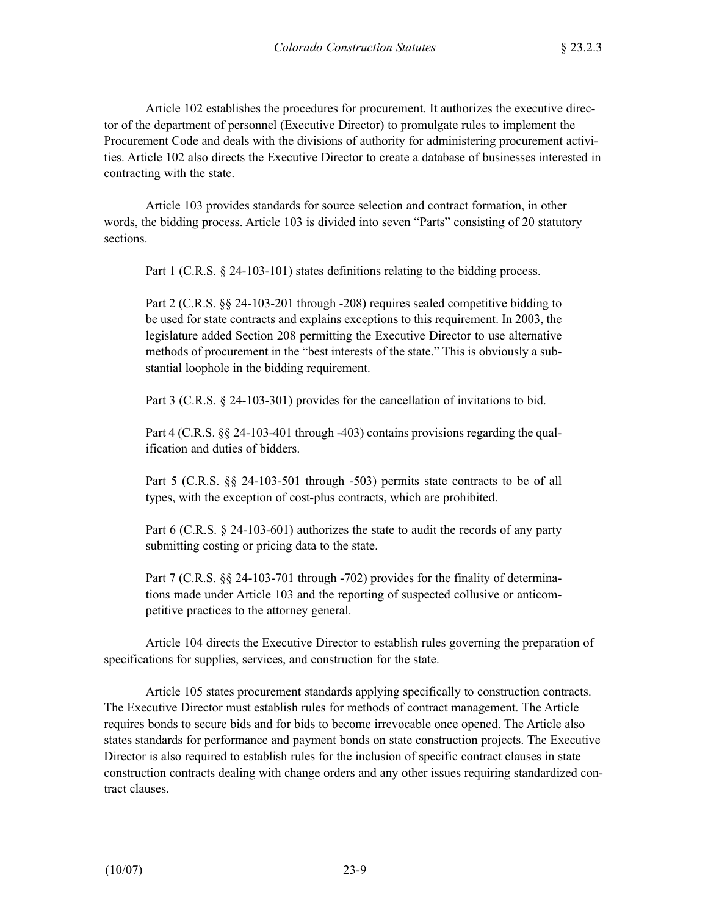Article 102 establishes the procedures for procurement. It authorizes the executive director of the department of personnel (Executive Director) to promulgate rules to implement the Procurement Code and deals with the divisions of authority for administering procurement activities. Article 102 also directs the Executive Director to create a database of businesses interested in contracting with the state.

Article 103 provides standards for source selection and contract formation, in other words, the bidding process. Article 103 is divided into seven "Parts" consisting of 20 statutory sections.

> Part 1 (C.R.S. § 24-103-101) states definitions relating to the bidding process.
>
> Part 2 (C.R.S. §§ 24-103-201 through -208) requires sealed competitive bidding to be used for state contracts and explains exceptions to this requirement. In 2003, the legislature added Section 208 permitting the Executive Director to use alternative methods of procurement in the "best interests of the state." This is obviously a substantial loophole in the bidding requirement.
>
> Part 3 (C.R.S. § 24-103-301) provides for the cancellation of invitations to bid.
>
> Part 4 (C.R.S. §§ 24-103-401 through -403) contains provisions regarding the qualification and duties of bidders.
>
> Part 5 (C.R.S. §§ 24-103-501 through -503) permits state contracts to be of all types, with the exception of cost-plus contracts, which are prohibited.
>
> Part 6 (C.R.S. § 24-103-601) authorizes the state to audit the records of any party submitting costing or pricing data to the state.
>
> Part 7 (C.R.S. §§ 24-103-701 through -702) provides for the finality of determinations made under Article 103 and the reporting of suspected collusive or anticompetitive practices to the attorney general.

Article 104 directs the Executive Director to establish rules governing the preparation of specifications for supplies, services, and construction for the state.

Article 105 states procurement standards applying specifically to construction contracts. The Executive Director must establish rules for methods of contract management. The Article requires bonds to secure bids and for bids to become irrevocable once opened. The Article also states standards for performance and payment bonds on state construction projects. The Executive Director is also required to establish rules for the inclusion of specific contract clauses in state construction contracts dealing with change orders and any other issues requiring standardized contract clauses.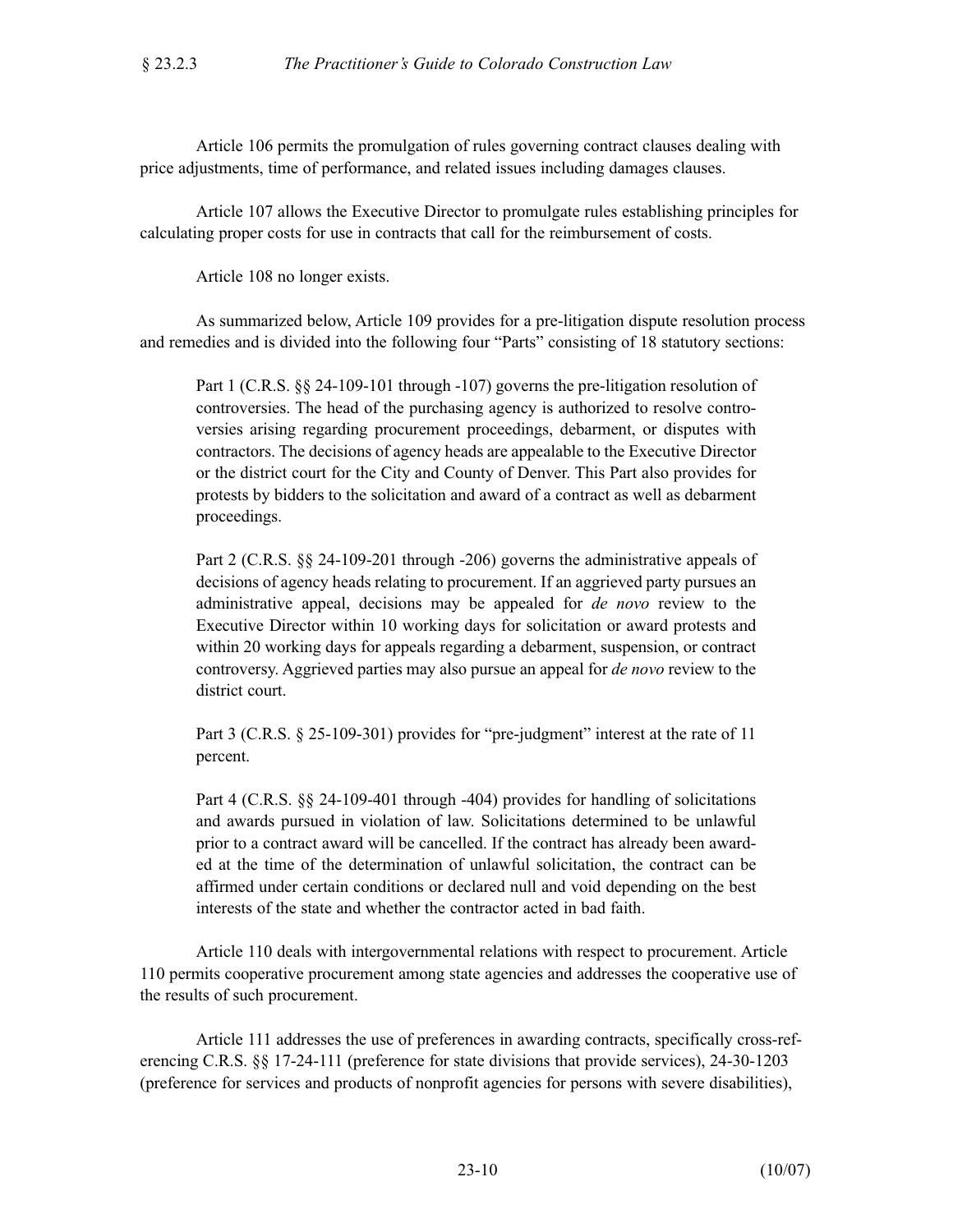Article 106 permits the promulgation of rules governing contract clauses dealing with price adjustments, time of performance, and related issues including damages clauses.

Article 107 allows the Executive Director to promulgate rules establishing principles for calculating proper costs for use in contracts that call for the reimbursement of costs.

Article 108 no longer exists.

As summarized below, Article 109 provides for a pre-litigation dispute resolution process and remedies and is divided into the following four "Parts" consisting of 18 statutory sections:

> Part 1 (C.R.S. §§ 24-109-101 through -107) governs the pre-litigation resolution of controversies. The head of the purchasing agency is authorized to resolve controversies arising regarding procurement proceedings, debarment, or disputes with contractors. The decisions of agency heads are appealable to the Executive Director or the district court for the City and County of Denver. This Part also provides for protests by bidders to the solicitation and award of a contract as well as debarment proceedings.
>
> Part 2 (C.R.S. §§ 24-109-201 through -206) governs the administrative appeals of decisions of agency heads relating to procurement. If an aggrieved party pursues an administrative appeal, decisions may be appealed for *de novo* review to the Executive Director within 10 working days for solicitation or award protests and within 20 working days for appeals regarding a debarment, suspension, or contract controversy. Aggrieved parties may also pursue an appeal for *de novo* review to the district court.
>
> Part 3 (C.R.S. § 25-109-301) provides for "pre-judgment" interest at the rate of 11 percent.
>
> Part 4 (C.R.S. §§ 24-109-401 through -404) provides for handling of solicitations and awards pursued in violation of law. Solicitations determined to be unlawful prior to a contract award will be cancelled. If the contract has already been awarded at the time of the determination of unlawful solicitation, the contract can be affirmed under certain conditions or declared null and void depending on the best interests of the state and whether the contractor acted in bad faith.

Article 110 deals with intergovernmental relations with respect to procurement. Article 110 permits cooperative procurement among state agencies and addresses the cooperative use of the results of such procurement.

Article 111 addresses the use of preferences in awarding contracts, specifically cross-referencing C.R.S. §§ 17-24-111 (preference for state divisions that provide services), 24-30-1203 (preference for services and products of nonprofit agencies for persons with severe disabilities),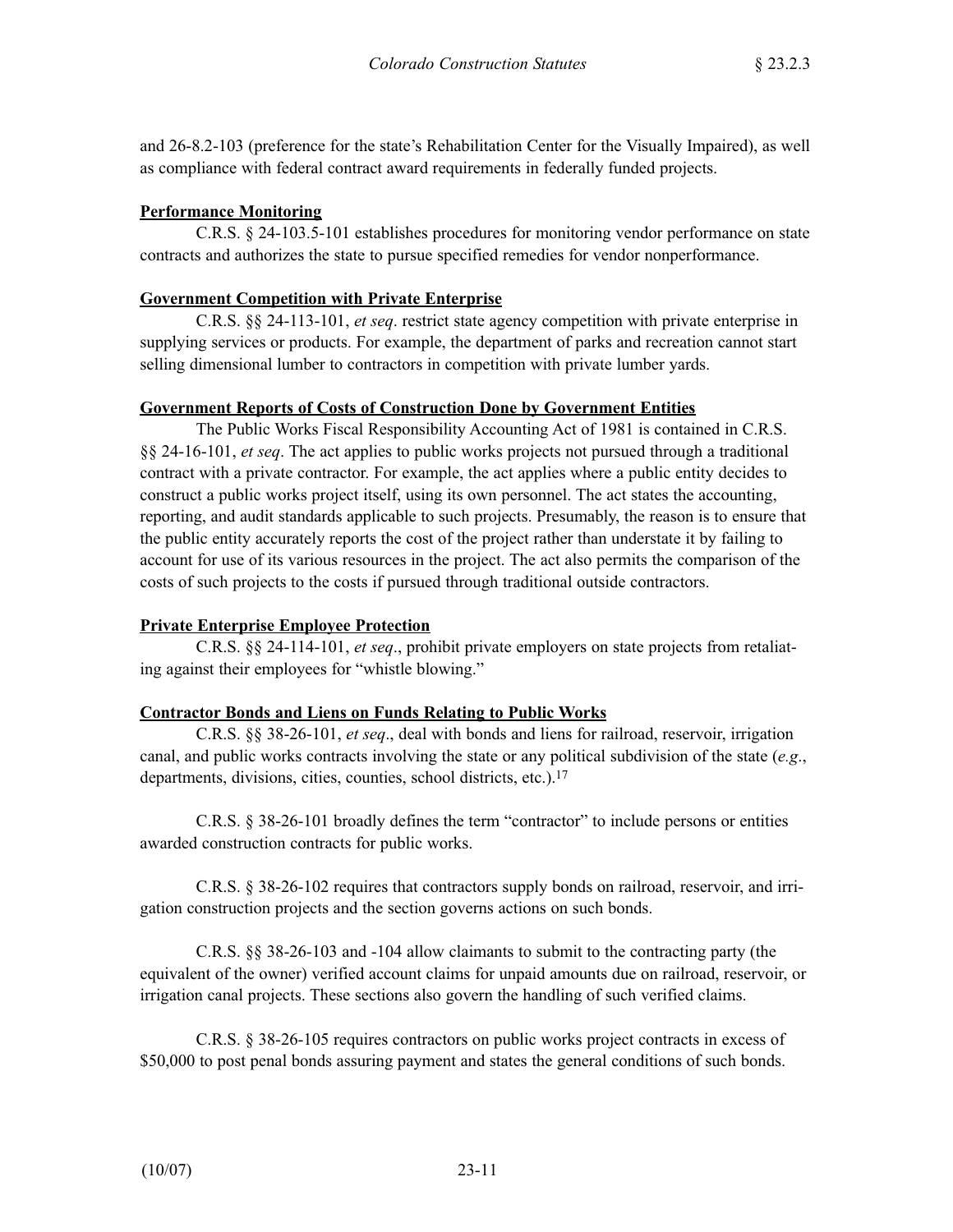and 26-8.2-103 (preference for the state's Rehabilitation Center for the Visually Impaired), as well as compliance with federal contract award requirements in federally funded projects.

**Performance Monitoring**

C.R.S. § 24-103.5-101 establishes procedures for monitoring vendor performance on state contracts and authorizes the state to pursue specified remedies for vendor nonperformance.

**Government Competition with Private Enterprise**

C.R.S. §§ 24-113-101, *et seq*. restrict state agency competition with private enterprise in supplying services or products. For example, the department of parks and recreation cannot start selling dimensional lumber to contractors in competition with private lumber yards.

**Government Reports of Costs of Construction Done by Government Entities**

The Public Works Fiscal Responsibility Accounting Act of 1981 is contained in C.R.S. §§ 24-16-101, *et seq*. The act applies to public works projects not pursued through a traditional contract with a private contractor. For example, the act applies where a public entity decides to construct a public works project itself, using its own personnel. The act states the accounting, reporting, and audit standards applicable to such projects. Presumably, the reason is to ensure that the public entity accurately reports the cost of the project rather than understate it by failing to account for use of its various resources in the project. The act also permits the comparison of the costs of such projects to the costs if pursued through traditional outside contractors.

**Private Enterprise Employee Protection**

C.R.S. §§ 24-114-101, *et seq*., prohibit private employers on state projects from retaliating against their employees for "whistle blowing."

**Contractor Bonds and Liens on Funds Relating to Public Works**

C.R.S. §§ 38-26-101, *et seq*., deal with bonds and liens for railroad, reservoir, irrigation canal, and public works contracts involving the state or any political subdivision of the state (*e.g*., departments, divisions, cities, counties, school districts, etc.).[17]

C.R.S. § 38-26-101 broadly defines the term "contractor" to include persons or entities awarded construction contracts for public works.

C.R.S. § 38-26-102 requires that contractors supply bonds on railroad, reservoir, and irrigation construction projects and the section governs actions on such bonds.

C.R.S. §§ 38-26-103 and -104 allow claimants to submit to the contracting party (the equivalent of the owner) verified account claims for unpaid amounts due on railroad, reservoir, or irrigation canal projects. These sections also govern the handling of such verified claims.

C.R.S. § 38-26-105 requires contractors on public works project contracts in excess of $50,000 to post penal bonds assuring payment and states the general conditions of such bonds.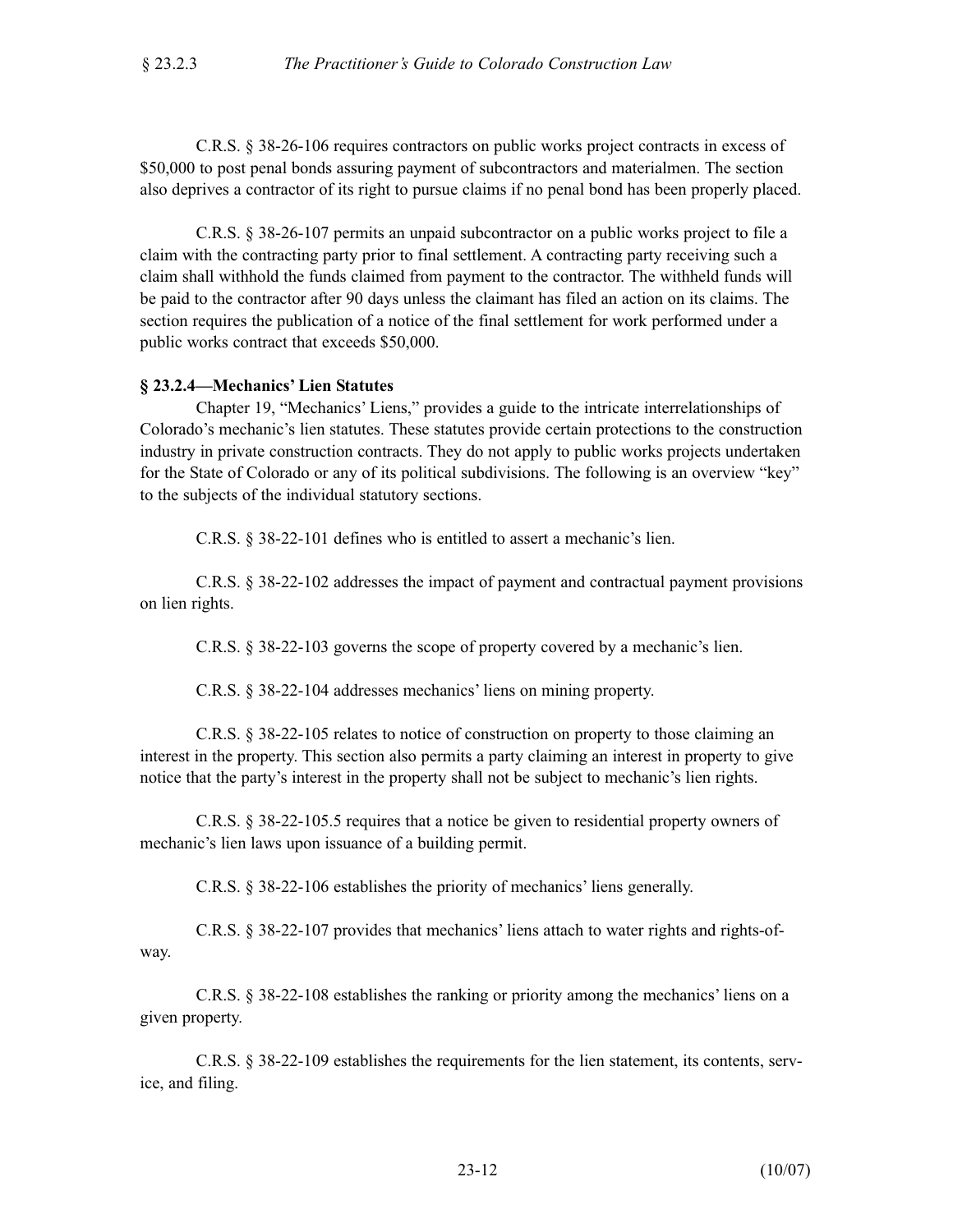C.R.S. § 38-26-106 requires contractors on public works project contracts in excess of $50,000 to post penal bonds assuring payment of subcontractors and materialmen. The section also deprives a contractor of its right to pursue claims if no penal bond has been properly placed.

C.R.S. § 38-26-107 permits an unpaid subcontractor on a public works project to file a claim with the contracting party prior to final settlement. A contracting party receiving such a claim shall withhold the funds claimed from payment to the contractor. The withheld funds will be paid to the contractor after 90 days unless the claimant has filed an action on its claims. The section requires the publication of a notice of the final settlement for work performed under a public works contract that exceeds $50,000.

### § 23.2.4—Mechanics' Lien Statutes

Chapter 19, "Mechanics' Liens," provides a guide to the intricate interrelationships of Colorado's mechanic's lien statutes. These statutes provide certain protections to the construction industry in private construction contracts. They do not apply to public works projects undertaken for the State of Colorado or any of its political subdivisions. The following is an overview "key" to the subjects of the individual statutory sections.

C.R.S. § 38-22-101 defines who is entitled to assert a mechanic's lien.

C.R.S. § 38-22-102 addresses the impact of payment and contractual payment provisions on lien rights.

C.R.S. § 38-22-103 governs the scope of property covered by a mechanic's lien.

C.R.S. § 38-22-104 addresses mechanics' liens on mining property.

C.R.S. § 38-22-105 relates to notice of construction on property to those claiming an interest in the property. This section also permits a party claiming an interest in property to give notice that the party's interest in the property shall not be subject to mechanic's lien rights.

C.R.S. § 38-22-105.5 requires that a notice be given to residential property owners of mechanic's lien laws upon issuance of a building permit.

C.R.S. § 38-22-106 establishes the priority of mechanics' liens generally.

C.R.S. § 38-22-107 provides that mechanics' liens attach to water rights and rights-of-way.

C.R.S. § 38-22-108 establishes the ranking or priority among the mechanics' liens on a given property.

C.R.S. § 38-22-109 establishes the requirements for the lien statement, its contents, service, and filing.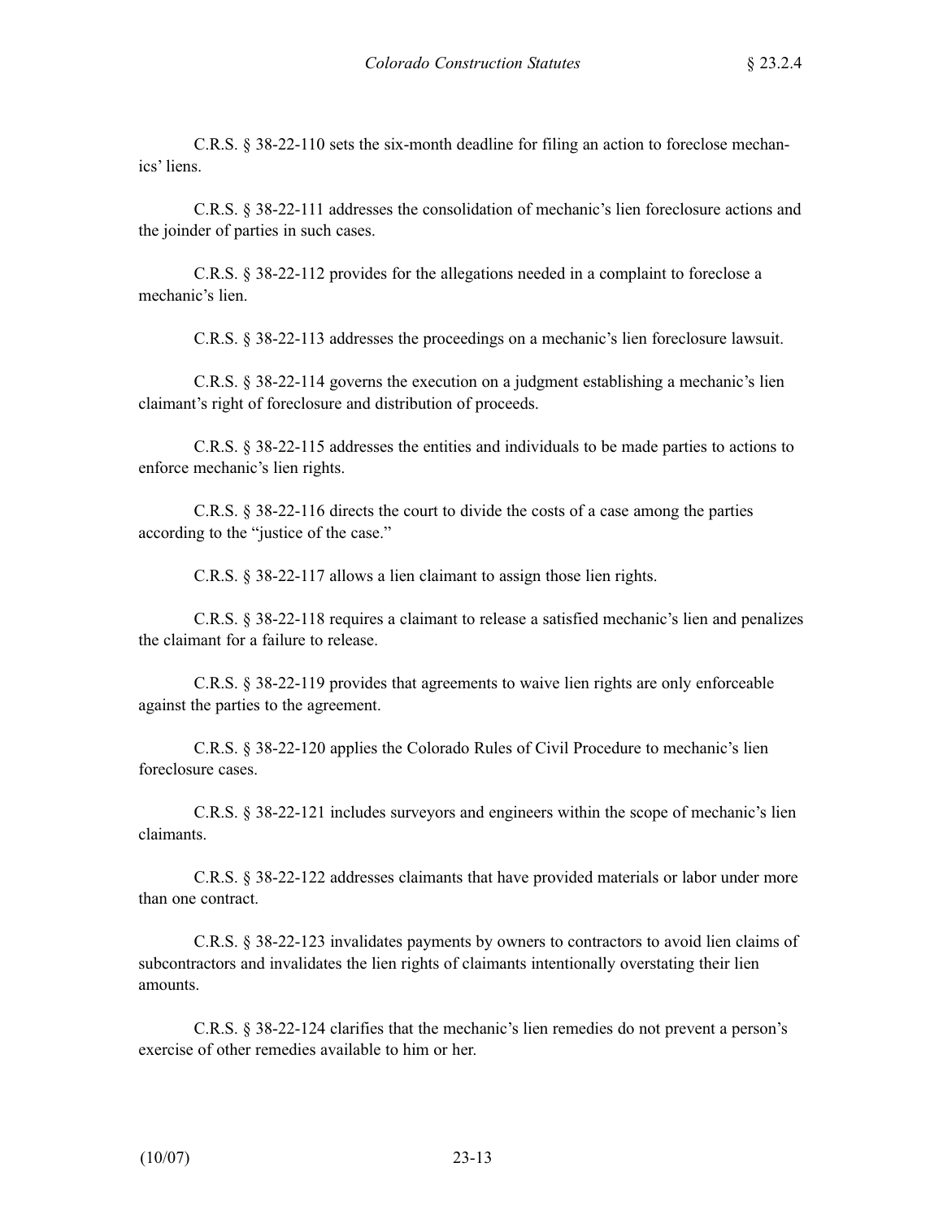C.R.S. § 38-22-110 sets the six-month deadline for filing an action to foreclose mechanics' liens.

C.R.S. § 38-22-111 addresses the consolidation of mechanic's lien foreclosure actions and the joinder of parties in such cases.

C.R.S. § 38-22-112 provides for the allegations needed in a complaint to foreclose a mechanic's lien.

C.R.S. § 38-22-113 addresses the proceedings on a mechanic's lien foreclosure lawsuit.

C.R.S. § 38-22-114 governs the execution on a judgment establishing a mechanic's lien claimant's right of foreclosure and distribution of proceeds.

C.R.S. § 38-22-115 addresses the entities and individuals to be made parties to actions to enforce mechanic's lien rights.

C.R.S. § 38-22-116 directs the court to divide the costs of a case among the parties according to the "justice of the case."

C.R.S. § 38-22-117 allows a lien claimant to assign those lien rights.

C.R.S. § 38-22-118 requires a claimant to release a satisfied mechanic's lien and penalizes the claimant for a failure to release.

C.R.S. § 38-22-119 provides that agreements to waive lien rights are only enforceable against the parties to the agreement.

C.R.S. § 38-22-120 applies the Colorado Rules of Civil Procedure to mechanic's lien foreclosure cases.

C.R.S. § 38-22-121 includes surveyors and engineers within the scope of mechanic's lien claimants.

C.R.S. § 38-22-122 addresses claimants that have provided materials or labor under more than one contract.

C.R.S. § 38-22-123 invalidates payments by owners to contractors to avoid lien claims of subcontractors and invalidates the lien rights of claimants intentionally overstating their lien amounts.

C.R.S. § 38-22-124 clarifies that the mechanic's lien remedies do not prevent a person's exercise of other remedies available to him or her.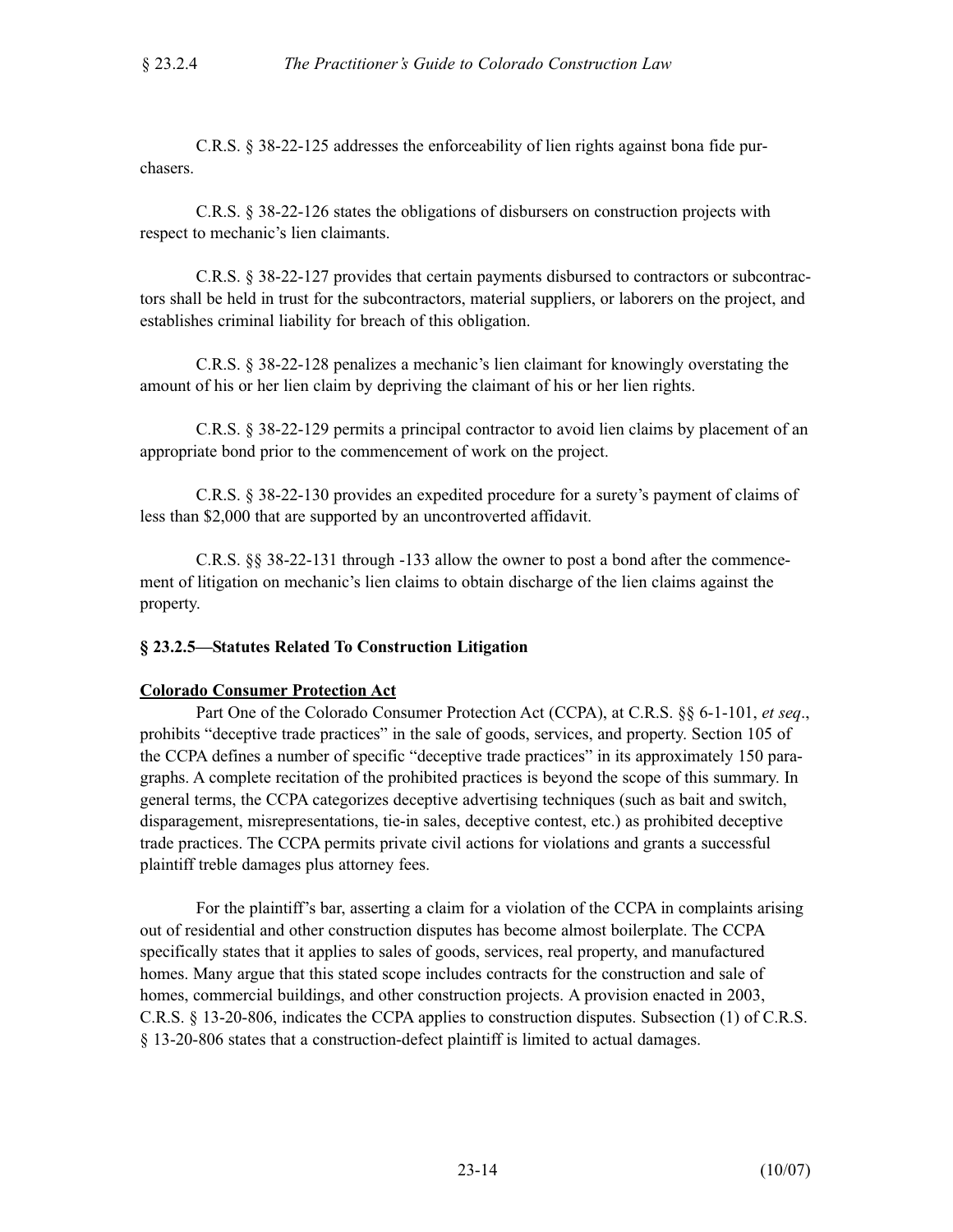C.R.S. § 38-22-125 addresses the enforceability of lien rights against bona fide purchasers.

C.R.S. § 38-22-126 states the obligations of disbursers on construction projects with respect to mechanic's lien claimants.

C.R.S. § 38-22-127 provides that certain payments disbursed to contractors or subcontractors shall be held in trust for the subcontractors, material suppliers, or laborers on the project, and establishes criminal liability for breach of this obligation.

C.R.S. § 38-22-128 penalizes a mechanic's lien claimant for knowingly overstating the amount of his or her lien claim by depriving the claimant of his or her lien rights.

C.R.S. § 38-22-129 permits a principal contractor to avoid lien claims by placement of an appropriate bond prior to the commencement of work on the project.

C.R.S. § 38-22-130 provides an expedited procedure for a surety's payment of claims of less than $2,000 that are supported by an uncontroverted affidavit.

C.R.S. §§ 38-22-131 through -133 allow the owner to post a bond after the commencement of litigation on mechanic's lien claims to obtain discharge of the lien claims against the property.

### § 23.2.5—Statutes Related To Construction Litigation

**Colorado Consumer Protection Act**

Part One of the Colorado Consumer Protection Act (CCPA), at C.R.S. §§ 6-1-101, *et seq*., prohibits "deceptive trade practices" in the sale of goods, services, and property. Section 105 of the CCPA defines a number of specific "deceptive trade practices" in its approximately 150 paragraphs. A complete recitation of the prohibited practices is beyond the scope of this summary. In general terms, the CCPA categorizes deceptive advertising techniques (such as bait and switch, disparagement, misrepresentations, tie-in sales, deceptive contest, etc.) as prohibited deceptive trade practices. The CCPA permits private civil actions for violations and grants a successful plaintiff treble damages plus attorney fees.

For the plaintiff's bar, asserting a claim for a violation of the CCPA in complaints arising out of residential and other construction disputes has become almost boilerplate. The CCPA specifically states that it applies to sales of goods, services, real property, and manufactured homes. Many argue that this stated scope includes contracts for the construction and sale of homes, commercial buildings, and other construction projects. A provision enacted in 2003, C.R.S. § 13-20-806, indicates the CCPA applies to construction disputes. Subsection (1) of C.R.S. § 13-20-806 states that a construction-defect plaintiff is limited to actual damages.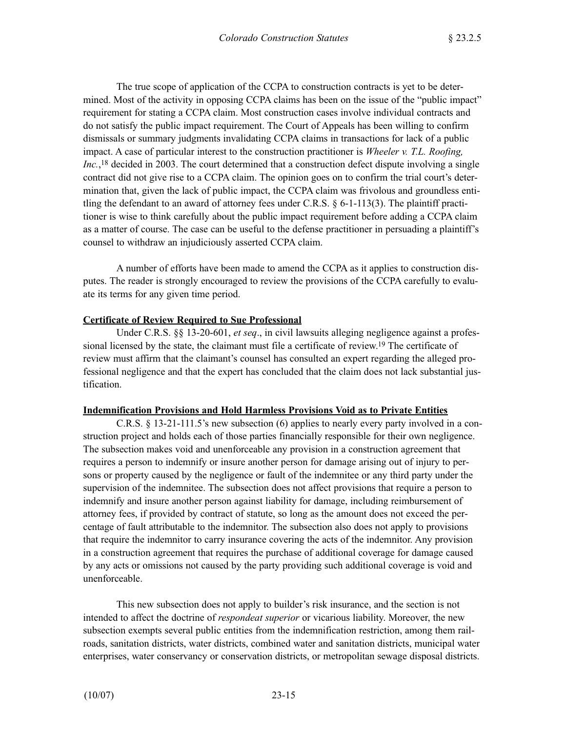The true scope of application of the CCPA to construction contracts is yet to be determined. Most of the activity in opposing CCPA claims has been on the issue of the "public impact" requirement for stating a CCPA claim. Most construction cases involve individual contracts and do not satisfy the public impact requirement. The Court of Appeals has been willing to confirm dismissals or summary judgments invalidating CCPA claims in transactions for lack of a public impact. A case of particular interest to the construction practitioner is *Wheeler v. T.L. Roofing, Inc.*,[18] decided in 2003. The court determined that a construction defect dispute involving a single contract did not give rise to a CCPA claim. The opinion goes on to confirm the trial court's determination that, given the lack of public impact, the CCPA claim was frivolous and groundless entitling the defendant to an award of attorney fees under C.R.S. § 6-1-113(3). The plaintiff practitioner is wise to think carefully about the public impact requirement before adding a CCPA claim as a matter of course. The case can be useful to the defense practitioner in persuading a plaintiff's counsel to withdraw an injudiciously asserted CCPA claim.

A number of efforts have been made to amend the CCPA as it applies to construction disputes. The reader is strongly encouraged to review the provisions of the CCPA carefully to evaluate its terms for any given time period.

**Certificate of Review Required to Sue Professional**

Under C.R.S. §§ 13-20-601, *et seq*., in civil lawsuits alleging negligence against a professional licensed by the state, the claimant must file a certificate of review.[19] The certificate of review must affirm that the claimant's counsel has consulted an expert regarding the alleged professional negligence and that the expert has concluded that the claim does not lack substantial justification.

**Indemnification Provisions and Hold Harmless Provisions Void as to Private Entities**

C.R.S. § 13-21-111.5's new subsection (6) applies to nearly every party involved in a construction project and holds each of those parties financially responsible for their own negligence. The subsection makes void and unenforceable any provision in a construction agreement that requires a person to indemnify or insure another person for damage arising out of injury to persons or property caused by the negligence or fault of the indemnitee or any third party under the supervision of the indemnitee. The subsection does not affect provisions that require a person to indemnify and insure another person against liability for damage, including reimbursement of attorney fees, if provided by contract of statute, so long as the amount does not exceed the percentage of fault attributable to the indemnitor. The subsection also does not apply to provisions that require the indemnitor to carry insurance covering the acts of the indemnitor. Any provision in a construction agreement that requires the purchase of additional coverage for damage caused by any acts or omissions not caused by the party providing such additional coverage is void and unenforceable.

This new subsection does not apply to builder's risk insurance, and the section is not intended to affect the doctrine of *respondeat superior* or vicarious liability. Moreover, the new subsection exempts several public entities from the indemnification restriction, among them railroads, sanitation districts, water districts, combined water and sanitation districts, municipal water enterprises, water conservancy or conservation districts, or metropolitan sewage disposal districts.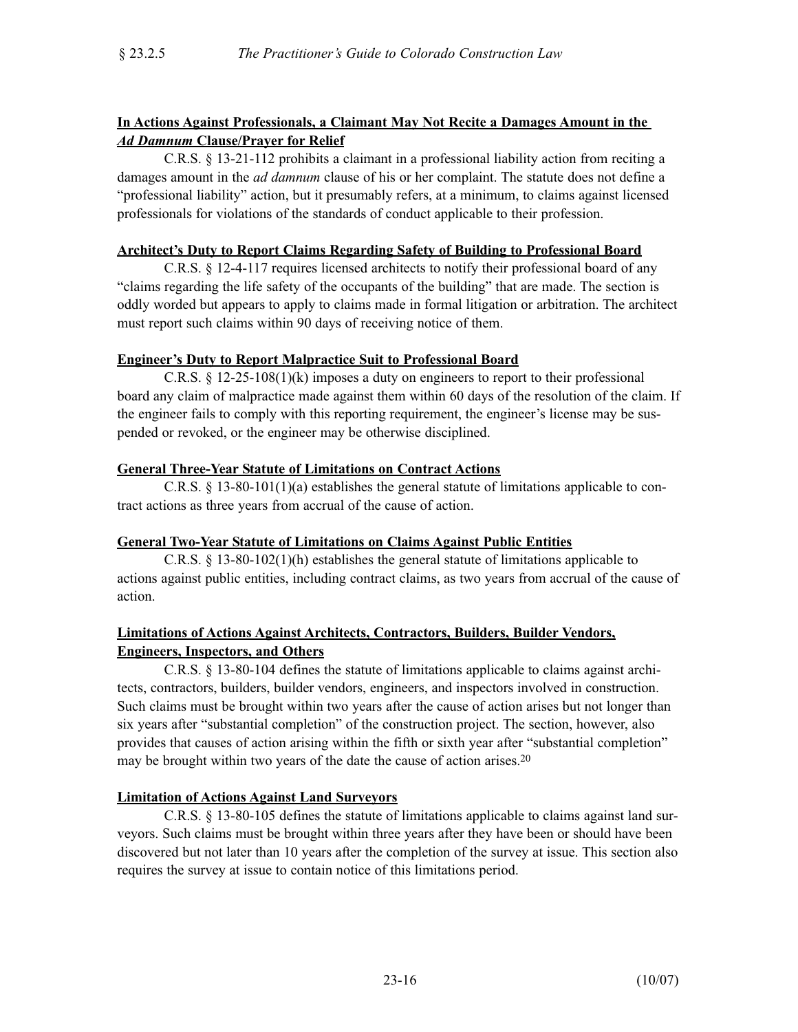**<u>In Actions Against Professionals, a Claimant May Not Recite a Damages Amount in the *Ad Damnum* Clause/Prayer for Relief</u>**

C.R.S. § 13-21-112 prohibits a claimant in a professional liability action from reciting a damages amount in the *ad damnum* clause of his or her complaint. The statute does not define a "professional liability" action, but it presumably refers, at a minimum, to claims against licensed professionals for violations of the standards of conduct applicable to their profession.

**<u>Architect's Duty to Report Claims Regarding Safety of Building to Professional Board</u>**

C.R.S. § 12-4-117 requires licensed architects to notify their professional board of any "claims regarding the life safety of the occupants of the building" that are made. The section is oddly worded but appears to apply to claims made in formal litigation or arbitration. The architect must report such claims within 90 days of receiving notice of them.

**<u>Engineer's Duty to Report Malpractice Suit to Professional Board</u>**

C.R.S. § 12-25-108(1)(k) imposes a duty on engineers to report to their professional board any claim of malpractice made against them within 60 days of the resolution of the claim. If the engineer fails to comply with this reporting requirement, the engineer's license may be suspended or revoked, or the engineer may be otherwise disciplined.

**<u>General Three-Year Statute of Limitations on Contract Actions</u>**

C.R.S. § 13-80-101(1)(a) establishes the general statute of limitations applicable to contract actions as three years from accrual of the cause of action.

**<u>General Two-Year Statute of Limitations on Claims Against Public Entities</u>**

C.R.S. § 13-80-102(1)(h) establishes the general statute of limitations applicable to actions against public entities, including contract claims, as two years from accrual of the cause of action.

**<u>Limitations of Actions Against Architects, Contractors, Builders, Builder Vendors, Engineers, Inspectors, and Others</u>**

C.R.S. § 13-80-104 defines the statute of limitations applicable to claims against architects, contractors, builders, builder vendors, engineers, and inspectors involved in construction. Such claims must be brought within two years after the cause of action arises but not longer than six years after "substantial completion" of the construction project. The section, however, also provides that causes of action arising within the fifth or sixth year after "substantial completion" may be brought within two years of the date the cause of action arises.[20]

**<u>Limitation of Actions Against Land Surveyors</u>**

C.R.S. § 13-80-105 defines the statute of limitations applicable to claims against land surveyors. Such claims must be brought within three years after they have been or should have been discovered but not later than 10 years after the completion of the survey at issue. This section also requires the survey at issue to contain notice of this limitations period.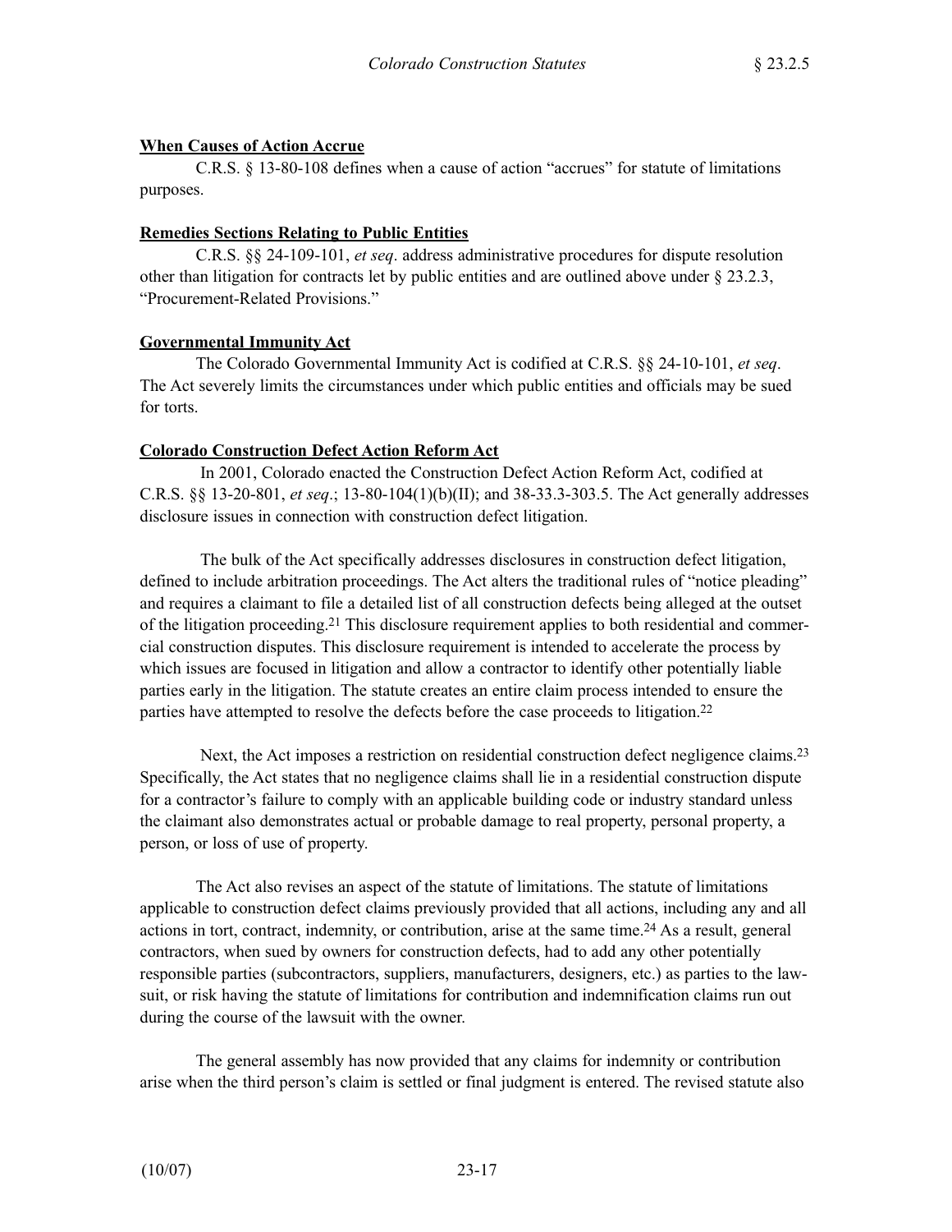**When Causes of Action Accrue**

C.R.S. § 13-80-108 defines when a cause of action "accrues" for statute of limitations purposes.

**Remedies Sections Relating to Public Entities**

C.R.S. §§ 24-109-101, *et seq*. address administrative procedures for dispute resolution other than litigation for contracts let by public entities and are outlined above under § 23.2.3, "Procurement-Related Provisions."

**Governmental Immunity Act**

The Colorado Governmental Immunity Act is codified at C.R.S. §§ 24-10-101, *et seq*. The Act severely limits the circumstances under which public entities and officials may be sued for torts.

**Colorado Construction Defect Action Reform Act**

In 2001, Colorado enacted the Construction Defect Action Reform Act, codified at C.R.S. §§ 13-20-801, *et seq*.; 13-80-104(1)(b)(II); and 38-33.3-303.5. The Act generally addresses disclosure issues in connection with construction defect litigation.

The bulk of the Act specifically addresses disclosures in construction defect litigation, defined to include arbitration proceedings. The Act alters the traditional rules of "notice pleading" and requires a claimant to file a detailed list of all construction defects being alleged at the outset of the litigation proceeding.[21] This disclosure requirement applies to both residential and commercial construction disputes. This disclosure requirement is intended to accelerate the process by which issues are focused in litigation and allow a contractor to identify other potentially liable parties early in the litigation. The statute creates an entire claim process intended to ensure the parties have attempted to resolve the defects before the case proceeds to litigation.[22]

Next, the Act imposes a restriction on residential construction defect negligence claims.[23] Specifically, the Act states that no negligence claims shall lie in a residential construction dispute for a contractor's failure to comply with an applicable building code or industry standard unless the claimant also demonstrates actual or probable damage to real property, personal property, a person, or loss of use of property.

The Act also revises an aspect of the statute of limitations. The statute of limitations applicable to construction defect claims previously provided that all actions, including any and all actions in tort, contract, indemnity, or contribution, arise at the same time.[24] As a result, general contractors, when sued by owners for construction defects, had to add any other potentially responsible parties (subcontractors, suppliers, manufacturers, designers, etc.) as parties to the lawsuit, or risk having the statute of limitations for contribution and indemnification claims run out during the course of the lawsuit with the owner.

The general assembly has now provided that any claims for indemnity or contribution arise when the third person's claim is settled or final judgment is entered. The revised statute also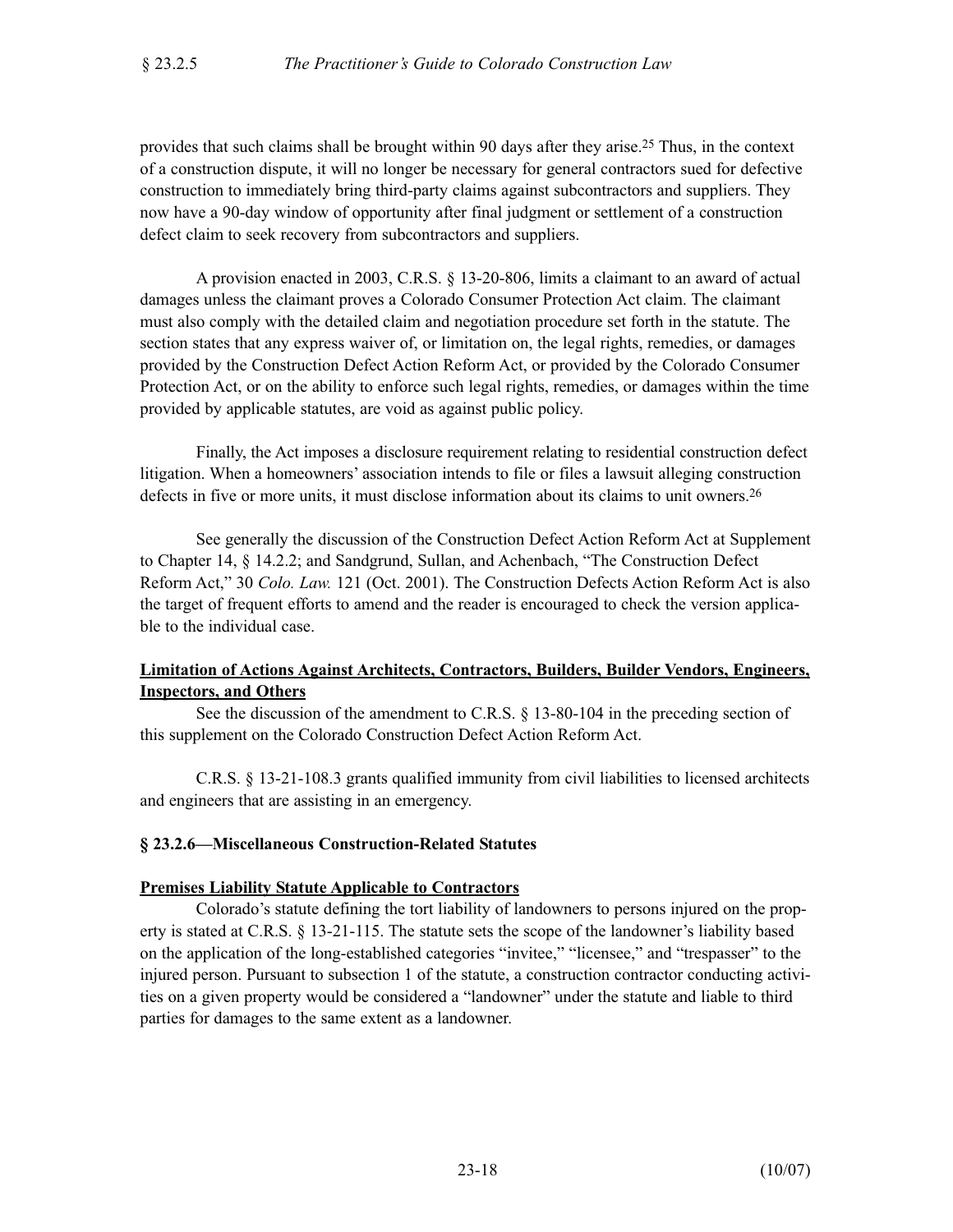provides that such claims shall be brought within 90 days after they arise.[25] Thus, in the context of a construction dispute, it will no longer be necessary for general contractors sued for defective construction to immediately bring third-party claims against subcontractors and suppliers. They now have a 90-day window of opportunity after final judgment or settlement of a construction defect claim to seek recovery from subcontractors and suppliers.

A provision enacted in 2003, C.R.S. § 13-20-806, limits a claimant to an award of actual damages unless the claimant proves a Colorado Consumer Protection Act claim. The claimant must also comply with the detailed claim and negotiation procedure set forth in the statute. The section states that any express waiver of, or limitation on, the legal rights, remedies, or damages provided by the Construction Defect Action Reform Act, or provided by the Colorado Consumer Protection Act, or on the ability to enforce such legal rights, remedies, or damages within the time provided by applicable statutes, are void as against public policy.

Finally, the Act imposes a disclosure requirement relating to residential construction defect litigation. When a homeowners' association intends to file or files a lawsuit alleging construction defects in five or more units, it must disclose information about its claims to unit owners.[26]

See generally the discussion of the Construction Defect Action Reform Act at Supplement to Chapter 14, § 14.2.2; and Sandgrund, Sullan, and Achenbach, "The Construction Defect Reform Act," 30 *Colo. Law.* 121 (Oct. 2001). The Construction Defects Action Reform Act is also the target of frequent efforts to amend and the reader is encouraged to check the version applicable to the individual case.

**Limitation of Actions Against Architects, Contractors, Builders, Builder Vendors, Engineers, Inspectors, and Others**

See the discussion of the amendment to C.R.S. § 13-80-104 in the preceding section of this supplement on the Colorado Construction Defect Action Reform Act.

C.R.S. § 13-21-108.3 grants qualified immunity from civil liabilities to licensed architects and engineers that are assisting in an emergency.

### § 23.2.6—Miscellaneous Construction-Related Statutes

**Premises Liability Statute Applicable to Contractors**

Colorado's statute defining the tort liability of landowners to persons injured on the property is stated at C.R.S. § 13-21-115. The statute sets the scope of the landowner's liability based on the application of the long-established categories "invitee," "licensee," and "trespasser" to the injured person. Pursuant to subsection 1 of the statute, a construction contractor conducting activities on a given property would be considered a "landowner" under the statute and liable to third parties for damages to the same extent as a landowner.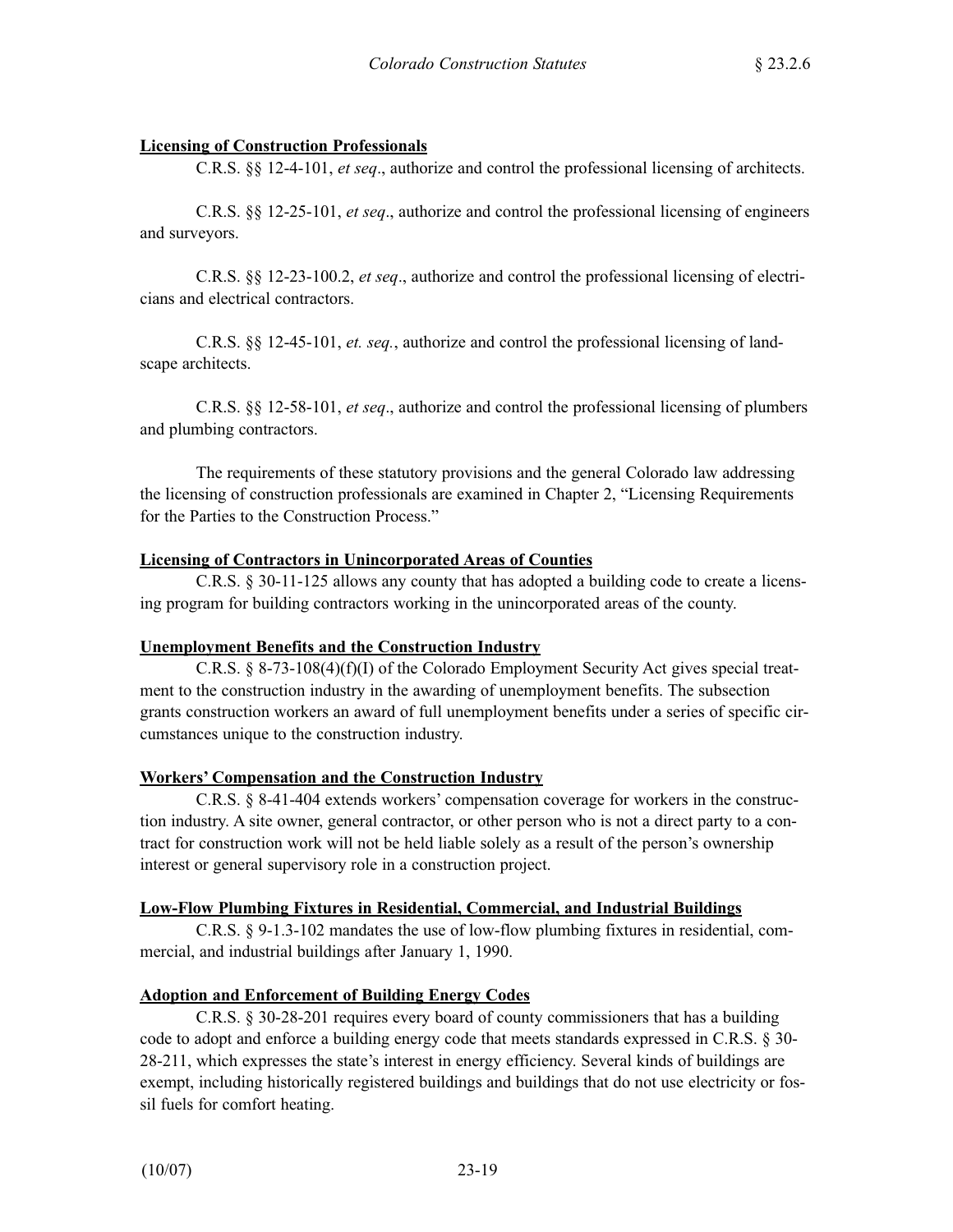**Licensing of Construction Professionals**

C.R.S. §§ 12-4-101, *et seq*., authorize and control the professional licensing of architects.

C.R.S. §§ 12-25-101, *et seq*., authorize and control the professional licensing of engineers and surveyors.

C.R.S. §§ 12-23-100.2, *et seq*., authorize and control the professional licensing of electricians and electrical contractors.

C.R.S. §§ 12-45-101, *et. seq.*, authorize and control the professional licensing of landscape architects.

C.R.S. §§ 12-58-101, *et seq*., authorize and control the professional licensing of plumbers and plumbing contractors.

The requirements of these statutory provisions and the general Colorado law addressing the licensing of construction professionals are examined in Chapter 2, "Licensing Requirements for the Parties to the Construction Process."

**Licensing of Contractors in Unincorporated Areas of Counties**

C.R.S. § 30-11-125 allows any county that has adopted a building code to create a licensing program for building contractors working in the unincorporated areas of the county.

**Unemployment Benefits and the Construction Industry**

C.R.S. § 8-73-108(4)(f)(I) of the Colorado Employment Security Act gives special treatment to the construction industry in the awarding of unemployment benefits. The subsection grants construction workers an award of full unemployment benefits under a series of specific circumstances unique to the construction industry.

**Workers' Compensation and the Construction Industry**

C.R.S. § 8-41-404 extends workers' compensation coverage for workers in the construction industry. A site owner, general contractor, or other person who is not a direct party to a contract for construction work will not be held liable solely as a result of the person's ownership interest or general supervisory role in a construction project.

**Low-Flow Plumbing Fixtures in Residential, Commercial, and Industrial Buildings**

C.R.S. § 9-1.3-102 mandates the use of low-flow plumbing fixtures in residential, commercial, and industrial buildings after January 1, 1990.

**Adoption and Enforcement of Building Energy Codes**

C.R.S. § 30-28-201 requires every board of county commissioners that has a building code to adopt and enforce a building energy code that meets standards expressed in C.R.S. § 30-28-211, which expresses the state's interest in energy efficiency. Several kinds of buildings are exempt, including historically registered buildings and buildings that do not use electricity or fossil fuels for comfort heating.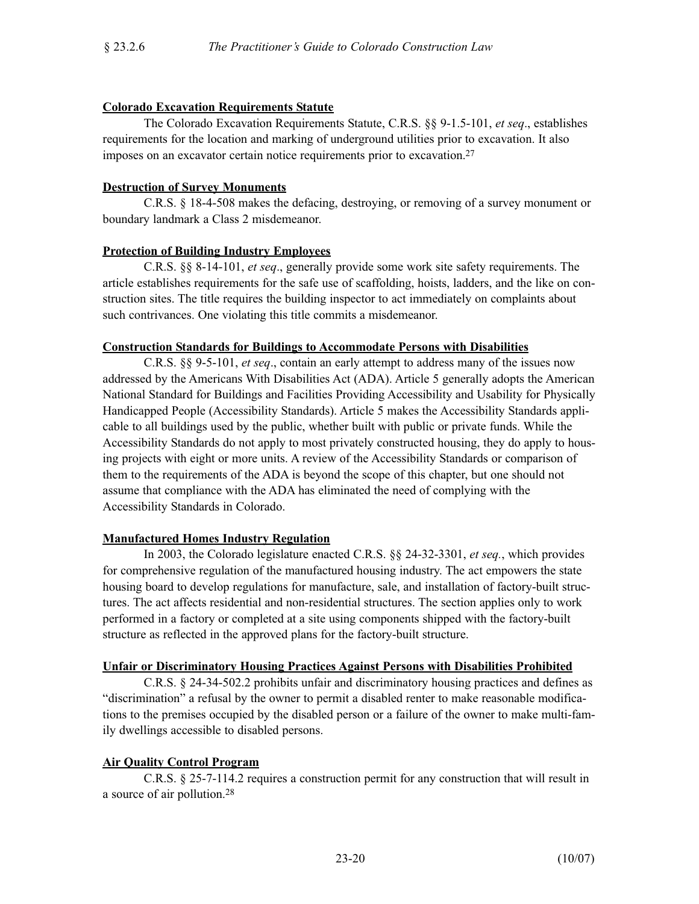**Colorado Excavation Requirements Statute**

The Colorado Excavation Requirements Statute, C.R.S. §§ 9-1.5-101, *et seq*., establishes requirements for the location and marking of underground utilities prior to excavation. It also imposes on an excavator certain notice requirements prior to excavation.[27]

**Destruction of Survey Monuments**

C.R.S. § 18-4-508 makes the defacing, destroying, or removing of a survey monument or boundary landmark a Class 2 misdemeanor.

**Protection of Building Industry Employees**

C.R.S. §§ 8-14-101, *et seq*., generally provide some work site safety requirements. The article establishes requirements for the safe use of scaffolding, hoists, ladders, and the like on construction sites. The title requires the building inspector to act immediately on complaints about such contrivances. One violating this title commits a misdemeanor.

**Construction Standards for Buildings to Accommodate Persons with Disabilities**

C.R.S. §§ 9-5-101, *et seq*., contain an early attempt to address many of the issues now addressed by the Americans With Disabilities Act (ADA). Article 5 generally adopts the American National Standard for Buildings and Facilities Providing Accessibility and Usability for Physically Handicapped People (Accessibility Standards). Article 5 makes the Accessibility Standards applicable to all buildings used by the public, whether built with public or private funds. While the Accessibility Standards do not apply to most privately constructed housing, they do apply to housing projects with eight or more units. A review of the Accessibility Standards or comparison of them to the requirements of the ADA is beyond the scope of this chapter, but one should not assume that compliance with the ADA has eliminated the need of complying with the Accessibility Standards in Colorado.

**Manufactured Homes Industry Regulation**

In 2003, the Colorado legislature enacted C.R.S. §§ 24-32-3301, *et seq.*, which provides for comprehensive regulation of the manufactured housing industry. The act empowers the state housing board to develop regulations for manufacture, sale, and installation of factory-built structures. The act affects residential and non-residential structures. The section applies only to work performed in a factory or completed at a site using components shipped with the factory-built structure as reflected in the approved plans for the factory-built structure.

**Unfair or Discriminatory Housing Practices Against Persons with Disabilities Prohibited**

C.R.S. § 24-34-502.2 prohibits unfair and discriminatory housing practices and defines as "discrimination" a refusal by the owner to permit a disabled renter to make reasonable modifications to the premises occupied by the disabled person or a failure of the owner to make multi-family dwellings accessible to disabled persons.

**Air Quality Control Program**

C.R.S. § 25-7-114.2 requires a construction permit for any construction that will result in a source of air pollution.[28]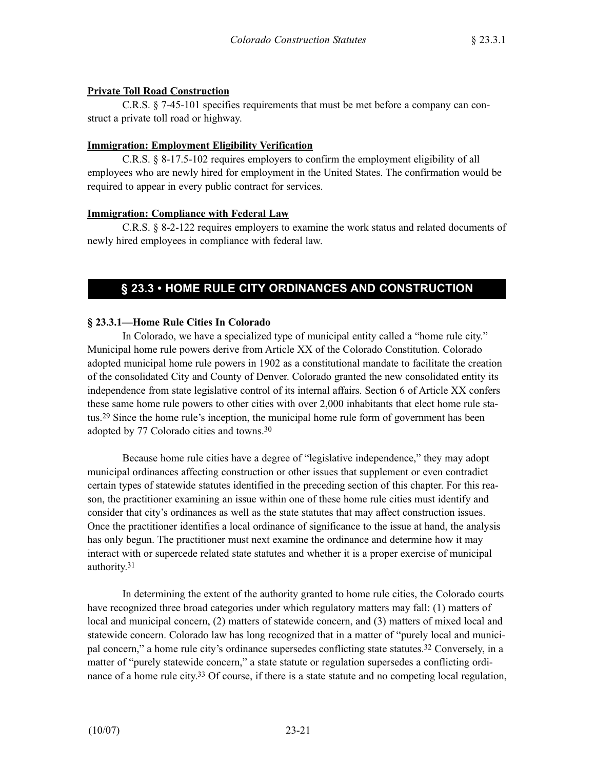**Private Toll Road Construction**

C.R.S. § 7-45-101 specifies requirements that must be met before a company can construct a private toll road or highway.

**Immigration: Employment Eligibility Verification**

C.R.S. § 8-17.5-102 requires employers to confirm the employment eligibility of all employees who are newly hired for employment in the United States. The confirmation would be required to appear in every public contract for services.

**Immigration: Compliance with Federal Law**

C.R.S. § 8-2-122 requires employers to examine the work status and related documents of newly hired employees in compliance with federal law.

## § 23.3 • HOME RULE CITY ORDINANCES AND CONSTRUCTION

### § 23.3.1—Home Rule Cities In Colorado

In Colorado, we have a specialized type of municipal entity called a "home rule city." Municipal home rule powers derive from Article XX of the Colorado Constitution. Colorado adopted municipal home rule powers in 1902 as a constitutional mandate to facilitate the creation of the consolidated City and County of Denver. Colorado granted the new consolidated entity its independence from state legislative control of its internal affairs. Section 6 of Article XX confers these same home rule powers to other cities with over 2,000 inhabitants that elect home rule status.[29] Since the home rule's inception, the municipal home rule form of government has been adopted by 77 Colorado cities and towns.[30]

Because home rule cities have a degree of "legislative independence," they may adopt municipal ordinances affecting construction or other issues that supplement or even contradict certain types of statewide statutes identified in the preceding section of this chapter. For this reason, the practitioner examining an issue within one of these home rule cities must identify and consider that city's ordinances as well as the state statutes that may affect construction issues. Once the practitioner identifies a local ordinance of significance to the issue at hand, the analysis has only begun. The practitioner must next examine the ordinance and determine how it may interact with or supercede related state statutes and whether it is a proper exercise of municipal authority.[31]

In determining the extent of the authority granted to home rule cities, the Colorado courts have recognized three broad categories under which regulatory matters may fall: (1) matters of local and municipal concern, (2) matters of statewide concern, and (3) matters of mixed local and statewide concern. Colorado law has long recognized that in a matter of "purely local and municipal concern," a home rule city's ordinance supersedes conflicting state statutes.[32] Conversely, in a matter of "purely statewide concern," a state statute or regulation supersedes a conflicting ordinance of a home rule city.[33] Of course, if there is a state statute and no competing local regulation,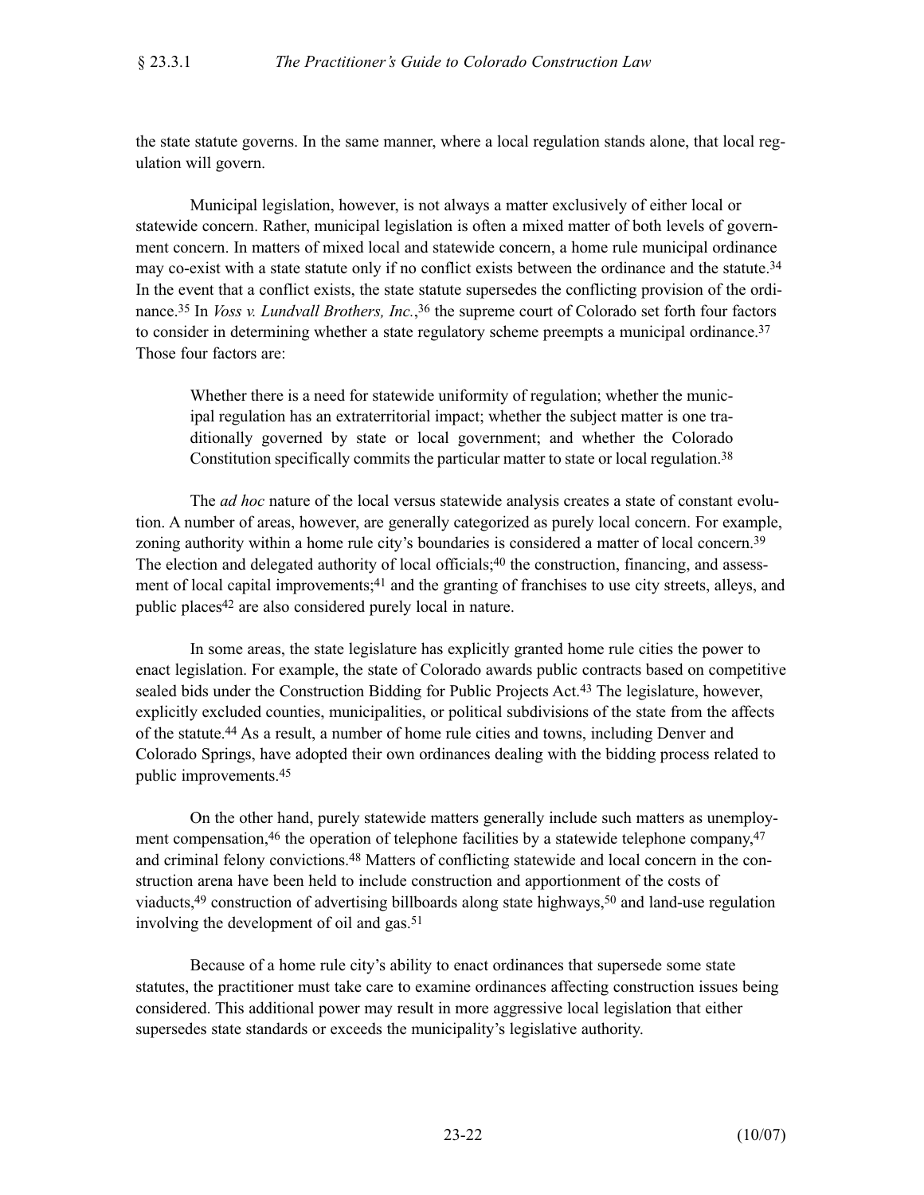the state statute governs. In the same manner, where a local regulation stands alone, that local regulation will govern.

Municipal legislation, however, is not always a matter exclusively of either local or statewide concern. Rather, municipal legislation is often a mixed matter of both levels of government concern. In matters of mixed local and statewide concern, a home rule municipal ordinance may co-exist with a state statute only if no conflict exists between the ordinance and the statute.[34] In the event that a conflict exists, the state statute supersedes the conflicting provision of the ordinance.[35] In *Voss v. Lundvall Brothers, Inc.*,[36] the supreme court of Colorado set forth four factors to consider in determining whether a state regulatory scheme preempts a municipal ordinance.[37] Those four factors are:

> Whether there is a need for statewide uniformity of regulation; whether the municipal regulation has an extraterritorial impact; whether the subject matter is one traditionally governed by state or local government; and whether the Colorado Constitution specifically commits the particular matter to state or local regulation.[38]

The *ad hoc* nature of the local versus statewide analysis creates a state of constant evolution. A number of areas, however, are generally categorized as purely local concern. For example, zoning authority within a home rule city's boundaries is considered a matter of local concern.[39] The election and delegated authority of local officials;[40] the construction, financing, and assessment of local capital improvements;[41] and the granting of franchises to use city streets, alleys, and public places[42] are also considered purely local in nature.

In some areas, the state legislature has explicitly granted home rule cities the power to enact legislation. For example, the state of Colorado awards public contracts based on competitive sealed bids under the Construction Bidding for Public Projects Act.[43] The legislature, however, explicitly excluded counties, municipalities, or political subdivisions of the state from the affects of the statute.[44] As a result, a number of home rule cities and towns, including Denver and Colorado Springs, have adopted their own ordinances dealing with the bidding process related to public improvements.[45]

On the other hand, purely statewide matters generally include such matters as unemployment compensation,[46] the operation of telephone facilities by a statewide telephone company,[47] and criminal felony convictions.[48] Matters of conflicting statewide and local concern in the construction arena have been held to include construction and apportionment of the costs of viaducts,[49] construction of advertising billboards along state highways,[50] and land-use regulation involving the development of oil and gas.[51]

Because of a home rule city's ability to enact ordinances that supersede some state statutes, the practitioner must take care to examine ordinances affecting construction issues being considered. This additional power may result in more aggressive local legislation that either supersedes state standards or exceeds the municipality's legislative authority.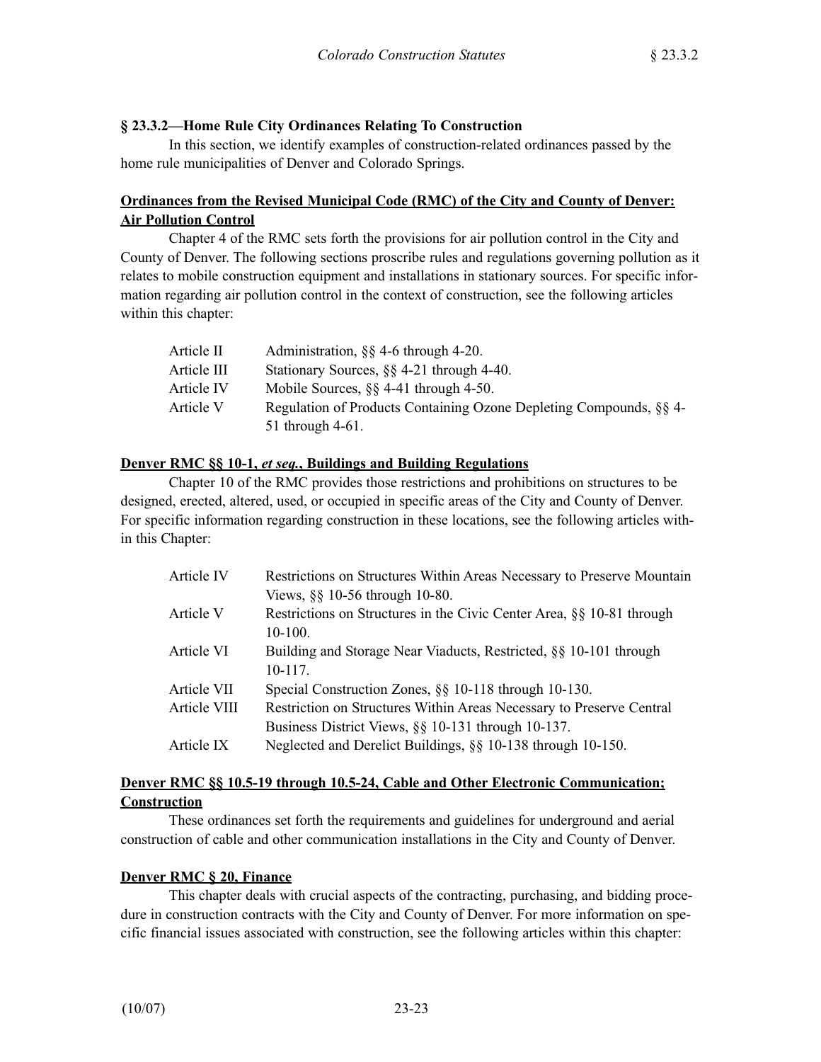### § 23.3.2—Home Rule City Ordinances Relating To Construction

In this section, we identify examples of construction-related ordinances passed by the home rule municipalities of Denver and Colorado Springs.

**Ordinances from the Revised Municipal Code (RMC) of the City and County of Denver: Air Pollution Control**

Chapter 4 of the RMC sets forth the provisions for air pollution control in the City and County of Denver. The following sections proscribe rules and regulations governing pollution as it relates to mobile construction equipment and installations in stationary sources. For specific information regarding air pollution control in the context of construction, see the following articles within this chapter:

| | |
|---|---|
| Article II | Administration, §§ 4-6 through 4-20. |
| Article III | Stationary Sources, §§ 4-21 through 4-40. |
| Article IV | Mobile Sources, §§ 4-41 through 4-50. |
| Article V | Regulation of Products Containing Ozone Depleting Compounds, §§ 4-51 through 4-61. |

**Denver RMC §§ 10-1, *et seq.*, Buildings and Building Regulations**

Chapter 10 of the RMC provides those restrictions and prohibitions on structures to be designed, erected, altered, used, or occupied in specific areas of the City and County of Denver. For specific information regarding construction in these locations, see the following articles within this Chapter:

| | |
|---|---|
| Article IV | Restrictions on Structures Within Areas Necessary to Preserve Mountain Views, §§ 10-56 through 10-80. |
| Article V | Restrictions on Structures in the Civic Center Area, §§ 10-81 through 10-100. |
| Article VI | Building and Storage Near Viaducts, Restricted, §§ 10-101 through 10-117. |
| Article VII | Special Construction Zones, §§ 10-118 through 10-130. |
| Article VIII | Restriction on Structures Within Areas Necessary to Preserve Central Business District Views, §§ 10-131 through 10-137. |
| Article IX | Neglected and Derelict Buildings, §§ 10-138 through 10-150. |

**Denver RMC §§ 10.5-19 through 10.5-24, Cable and Other Electronic Communication; Construction**

These ordinances set forth the requirements and guidelines for underground and aerial construction of cable and other communication installations in the City and County of Denver.

**Denver RMC § 20, Finance**

This chapter deals with crucial aspects of the contracting, purchasing, and bidding procedure in construction contracts with the City and County of Denver. For more information on specific financial issues associated with construction, see the following articles within this chapter: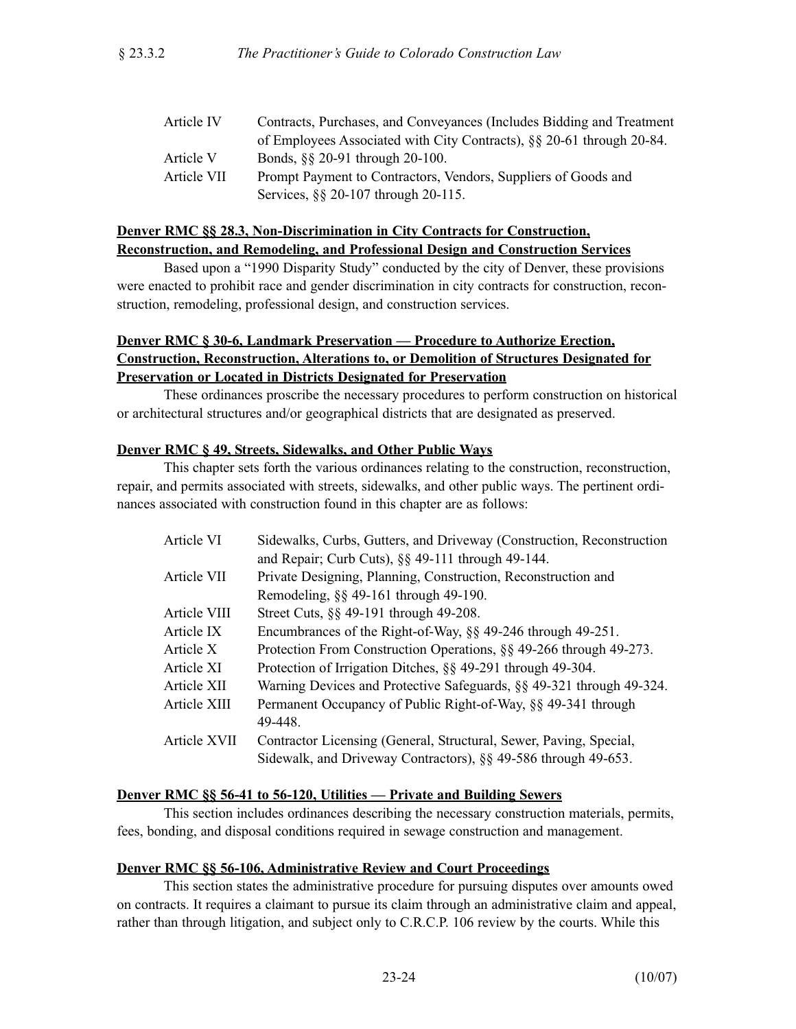| | |
|---|---|
| Article IV | Contracts, Purchases, and Conveyances (Includes Bidding and Treatment of Employees Associated with City Contracts), §§ 20-61 through 20-84. |
| Article V | Bonds, §§ 20-91 through 20-100. |
| Article VII | Prompt Payment to Contractors, Vendors, Suppliers of Goods and Services, §§ 20-107 through 20-115. |

**Denver RMC §§ 28.3, Non-Discrimination in City Contracts for Construction, Reconstruction, and Remodeling, and Professional Design and Construction Services**

Based upon a "1990 Disparity Study" conducted by the city of Denver, these provisions were enacted to prohibit race and gender discrimination in city contracts for construction, reconstruction, remodeling, professional design, and construction services.

**Denver RMC § 30-6, Landmark Preservation — Procedure to Authorize Erection, Construction, Reconstruction, Alterations to, or Demolition of Structures Designated for Preservation or Located in Districts Designated for Preservation**

These ordinances proscribe the necessary procedures to perform construction on historical or architectural structures and/or geographical districts that are designated as preserved.

**Denver RMC § 49, Streets, Sidewalks, and Other Public Ways**

This chapter sets forth the various ordinances relating to the construction, reconstruction, repair, and permits associated with streets, sidewalks, and other public ways. The pertinent ordinances associated with construction found in this chapter are as follows:

| | |
|---|---|
| Article VI | Sidewalks, Curbs, Gutters, and Driveway (Construction, Reconstruction and Repair; Curb Cuts), §§ 49-111 through 49-144. |
| Article VII | Private Designing, Planning, Construction, Reconstruction and Remodeling, §§ 49-161 through 49-190. |
| Article VIII | Street Cuts, §§ 49-191 through 49-208. |
| Article IX | Encumbrances of the Right-of-Way, §§ 49-246 through 49-251. |
| Article X | Protection From Construction Operations, §§ 49-266 through 49-273. |
| Article XI | Protection of Irrigation Ditches, §§ 49-291 through 49-304. |
| Article XII | Warning Devices and Protective Safeguards, §§ 49-321 through 49-324. |
| Article XIII | Permanent Occupancy of Public Right-of-Way, §§ 49-341 through 49-448. |
| Article XVII | Contractor Licensing (General, Structural, Sewer, Paving, Special, Sidewalk, and Driveway Contractors), §§ 49-586 through 49-653. |

**Denver RMC §§ 56-41 to 56-120, Utilities — Private and Building Sewers**

This section includes ordinances describing the necessary construction materials, permits, fees, bonding, and disposal conditions required in sewage construction and management.

**Denver RMC §§ 56-106, Administrative Review and Court Proceedings**

This section states the administrative procedure for pursuing disputes over amounts owed on contracts. It requires a claimant to pursue its claim through an administrative claim and appeal, rather than through litigation, and subject only to C.R.C.P. 106 review by the courts. While this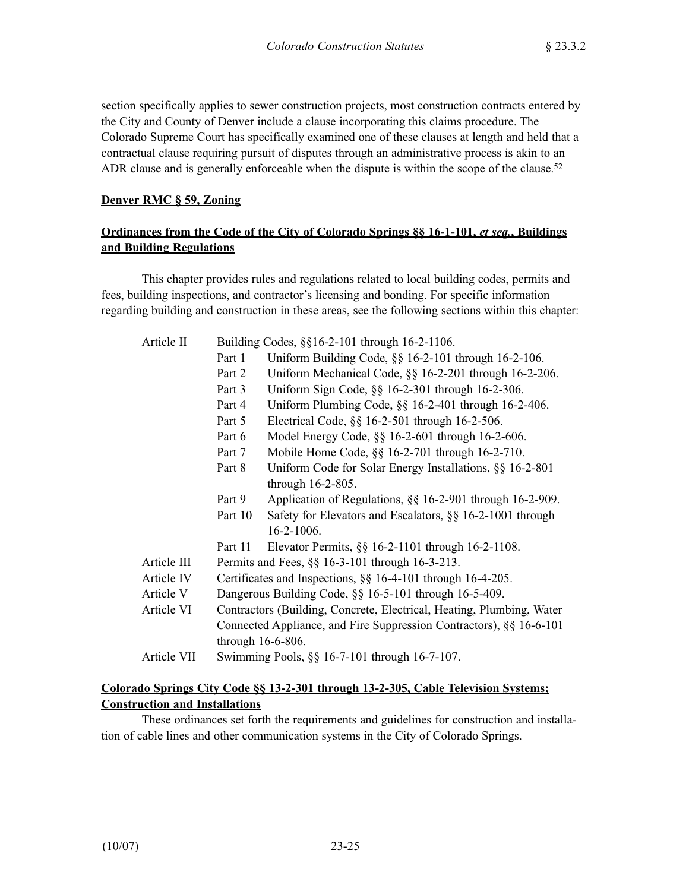section specifically applies to sewer construction projects, most construction contracts entered by the City and County of Denver include a clause incorporating this claims procedure. The Colorado Supreme Court has specifically examined one of these clauses at length and held that a contractual clause requiring pursuit of disputes through an administrative process is akin to an ADR clause and is generally enforceable when the dispute is within the scope of the clause.[52]

**Denver RMC § 59, Zoning**

**Ordinances from the Code of the City of Colorado Springs §§ 16-1-101, *et seq.*, Buildings and Building Regulations**

This chapter provides rules and regulations related to local building codes, permits and fees, building inspections, and contractor's licensing and bonding. For specific information regarding building and construction in these areas, see the following sections within this chapter:

- Article II — Building Codes, §§16-2-101 through 16-2-1106.
  - Part 1 — Uniform Building Code, §§ 16-2-101 through 16-2-106.
  - Part 2 — Uniform Mechanical Code, §§ 16-2-201 through 16-2-206.
  - Part 3 — Uniform Sign Code, §§ 16-2-301 through 16-2-306.
  - Part 4 — Uniform Plumbing Code, §§ 16-2-401 through 16-2-406.
  - Part 5 — Electrical Code, §§ 16-2-501 through 16-2-506.
  - Part 6 — Model Energy Code, §§ 16-2-601 through 16-2-606.
  - Part 7 — Mobile Home Code, §§ 16-2-701 through 16-2-710.
  - Part 8 — Uniform Code for Solar Energy Installations, §§ 16-2-801 through 16-2-805.
  - Part 9 — Application of Regulations, §§ 16-2-901 through 16-2-909.
  - Part 10 — Safety for Elevators and Escalators, §§ 16-2-1001 through 16-2-1006.
  - Part 11 — Elevator Permits, §§ 16-2-1101 through 16-2-1108.
- Article III — Permits and Fees, §§ 16-3-101 through 16-3-213.
- Article IV — Certificates and Inspections, §§ 16-4-101 through 16-4-205.
- Article V — Dangerous Building Code, §§ 16-5-101 through 16-5-409.
- Article VI — Contractors (Building, Concrete, Electrical, Heating, Plumbing, Water Connected Appliance, and Fire Suppression Contractors), §§ 16-6-101 through 16-6-806.
- Article VII — Swimming Pools, §§ 16-7-101 through 16-7-107.

**Colorado Springs City Code §§ 13-2-301 through 13-2-305, Cable Television Systems; Construction and Installations**

These ordinances set forth the requirements and guidelines for construction and installation of cable lines and other communication systems in the City of Colorado Springs.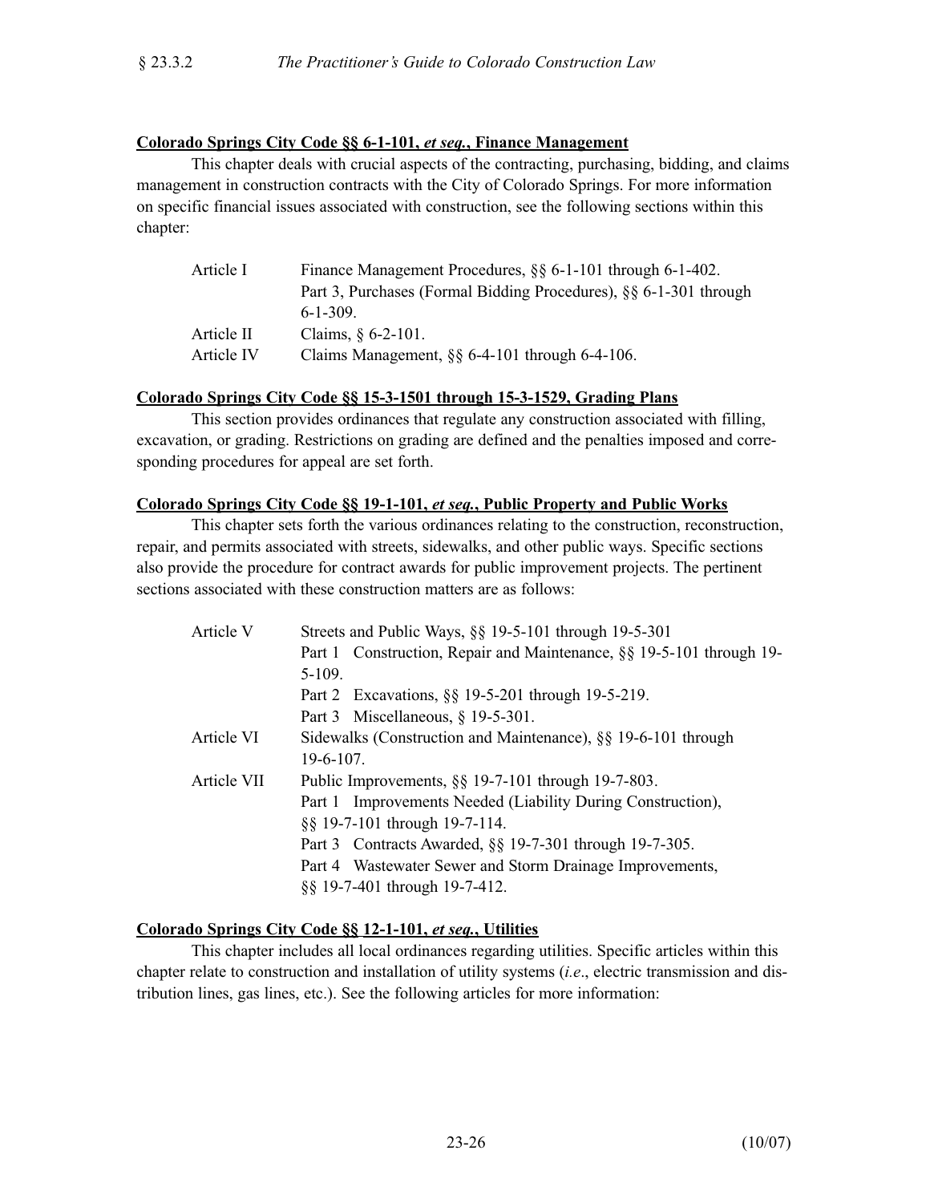**Colorado Springs City Code §§ 6-1-101, *et seq.*, Finance Management**

This chapter deals with crucial aspects of the contracting, purchasing, bidding, and claims management in construction contracts with the City of Colorado Springs. For more information on specific financial issues associated with construction, see the following sections within this chapter:

| | |
|---|---|
| Article I | Finance Management Procedures, §§ 6-1-101 through 6-1-402. |
| | Part 3, Purchases (Formal Bidding Procedures), §§ 6-1-301 through 6-1-309. |
| Article II | Claims, § 6-2-101. |
| Article IV | Claims Management, §§ 6-4-101 through 6-4-106. |

**Colorado Springs City Code §§ 15-3-1501 through 15-3-1529, Grading Plans**

This section provides ordinances that regulate any construction associated with filling, excavation, or grading. Restrictions on grading are defined and the penalties imposed and corresponding procedures for appeal are set forth.

**Colorado Springs City Code §§ 19-1-101, *et seq.*, Public Property and Public Works**

This chapter sets forth the various ordinances relating to the construction, reconstruction, repair, and permits associated with streets, sidewalks, and other public ways. Specific sections also provide the procedure for contract awards for public improvement projects. The pertinent sections associated with these construction matters are as follows:

| | |
|---|---|
| Article V | Streets and Public Ways, §§ 19-5-101 through 19-5-301 |
| | Part 1 Construction, Repair and Maintenance, §§ 19-5-101 through 19-5-109. |
| | Part 2 Excavations, §§ 19-5-201 through 19-5-219. |
| | Part 3 Miscellaneous, § 19-5-301. |
| Article VI | Sidewalks (Construction and Maintenance), §§ 19-6-101 through 19-6-107. |
| Article VII | Public Improvements, §§ 19-7-101 through 19-7-803. |
| | Part 1 Improvements Needed (Liability During Construction), §§ 19-7-101 through 19-7-114. |
| | Part 3 Contracts Awarded, §§ 19-7-301 through 19-7-305. |
| | Part 4 Wastewater Sewer and Storm Drainage Improvements, §§ 19-7-401 through 19-7-412. |

**Colorado Springs City Code §§ 12-1-101, *et seq.*, Utilities**

This chapter includes all local ordinances regarding utilities. Specific articles within this chapter relate to construction and installation of utility systems (*i.e*., electric transmission and distribution lines, gas lines, etc.). See the following articles for more information: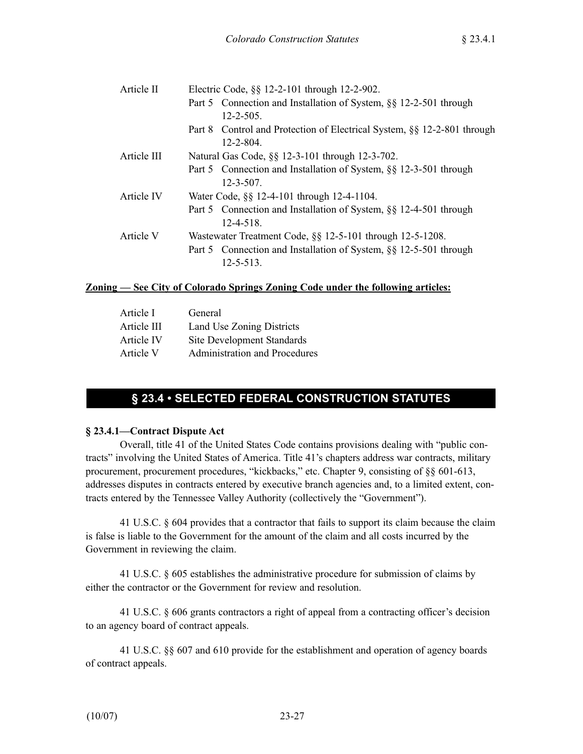| | |
|---|---|
| Article II | Electric Code, §§ 12-2-101 through 12-2-902. |
| | Part 5 Connection and Installation of System, §§ 12-2-501 through 12-2-505. |
| | Part 8 Control and Protection of Electrical System, §§ 12-2-801 through 12-2-804. |
| Article III | Natural Gas Code, §§ 12-3-101 through 12-3-702. |
| | Part 5 Connection and Installation of System, §§ 12-3-501 through 12-3-507. |
| Article IV | Water Code, §§ 12-4-101 through 12-4-1104. |
| | Part 5 Connection and Installation of System, §§ 12-4-501 through 12-4-518. |
| Article V | Wastewater Treatment Code, §§ 12-5-101 through 12-5-1208. |
| | Part 5 Connection and Installation of System, §§ 12-5-501 through 12-5-513. |

**Zoning — See City of Colorado Springs Zoning Code under the following articles:**

| | |
|---|---|
| Article I | General |
| Article III | Land Use Zoning Districts |
| Article IV | Site Development Standards |
| Article V | Administration and Procedures |

## § 23.4 • SELECTED FEDERAL CONSTRUCTION STATUTES

### § 23.4.1—Contract Dispute Act

Overall, title 41 of the United States Code contains provisions dealing with "public contracts" involving the United States of America. Title 41's chapters address war contracts, military procurement, procurement procedures, "kickbacks," etc. Chapter 9, consisting of §§ 601-613, addresses disputes in contracts entered by executive branch agencies and, to a limited extent, contracts entered by the Tennessee Valley Authority (collectively the "Government").

41 U.S.C. § 604 provides that a contractor that fails to support its claim because the claim is false is liable to the Government for the amount of the claim and all costs incurred by the Government in reviewing the claim.

41 U.S.C. § 605 establishes the administrative procedure for submission of claims by either the contractor or the Government for review and resolution.

41 U.S.C. § 606 grants contractors a right of appeal from a contracting officer's decision to an agency board of contract appeals.

41 U.S.C. §§ 607 and 610 provide for the establishment and operation of agency boards of contract appeals.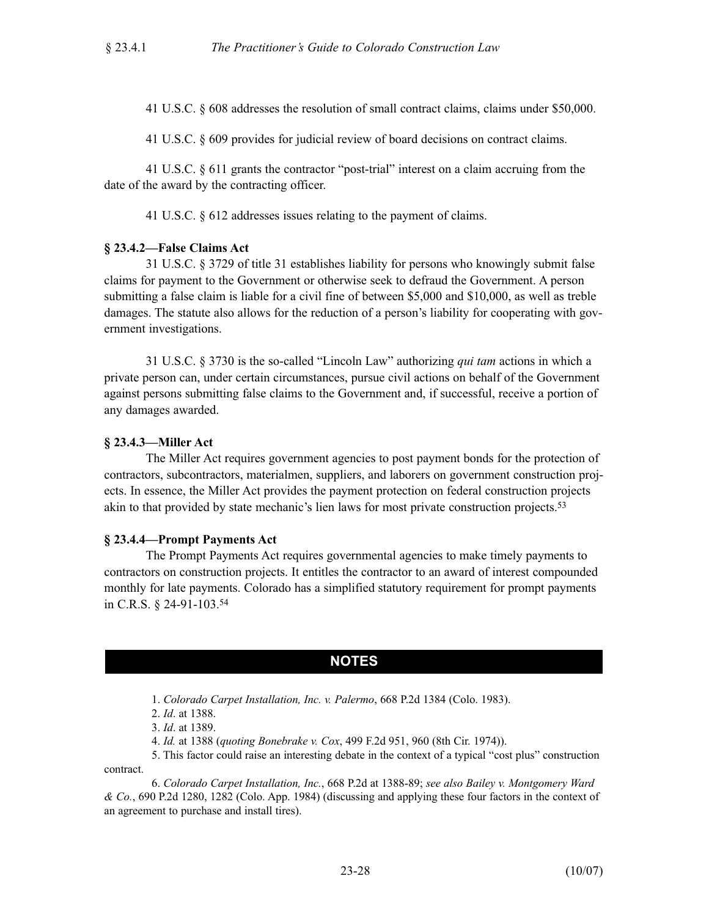41 U.S.C. § 608 addresses the resolution of small contract claims, claims under $50,000.

41 U.S.C. § 609 provides for judicial review of board decisions on contract claims.

41 U.S.C. § 611 grants the contractor "post-trial" interest on a claim accruing from the date of the award by the contracting officer.

41 U.S.C. § 612 addresses issues relating to the payment of claims.

**§ 23.4.2—False Claims Act**

31 U.S.C. § 3729 of title 31 establishes liability for persons who knowingly submit false claims for payment to the Government or otherwise seek to defraud the Government. A person submitting a false claim is liable for a civil fine of between $5,000 and $10,000, as well as treble damages. The statute also allows for the reduction of a person's liability for cooperating with government investigations.

31 U.S.C. § 3730 is the so-called "Lincoln Law" authorizing *qui tam* actions in which a private person can, under certain circumstances, pursue civil actions on behalf of the Government against persons submitting false claims to the Government and, if successful, receive a portion of any damages awarded.

**§ 23.4.3—Miller Act**

The Miller Act requires government agencies to post payment bonds for the protection of contractors, subcontractors, materialmen, suppliers, and laborers on government construction projects. In essence, the Miller Act provides the payment protection on federal construction projects akin to that provided by state mechanic's lien laws for most private construction projects.[53]

**§ 23.4.4—Prompt Payments Act**

The Prompt Payments Act requires governmental agencies to make timely payments to contractors on construction projects. It entitles the contractor to an award of interest compounded monthly for late payments. Colorado has a simplified statutory requirement for prompt payments in C.R.S. § 24-91-103.[54]

## NOTES

1. *Colorado Carpet Installation, Inc. v. Palermo*, 668 P.2d 1384 (Colo. 1983).

2. *Id*. at 1388.

3. *Id*. at 1389.

4. *Id.* at 1388 (*quoting Bonebrake v. Cox*, 499 F.2d 951, 960 (8th Cir. 1974)).

5. This factor could raise an interesting debate in the context of a typical "cost plus" construction contract.

6. *Colorado Carpet Installation, Inc.*, 668 P.2d at 1388-89; *see also Bailey v. Montgomery Ward & Co.*, 690 P.2d 1280, 1282 (Colo. App. 1984) (discussing and applying these four factors in the context of an agreement to purchase and install tires).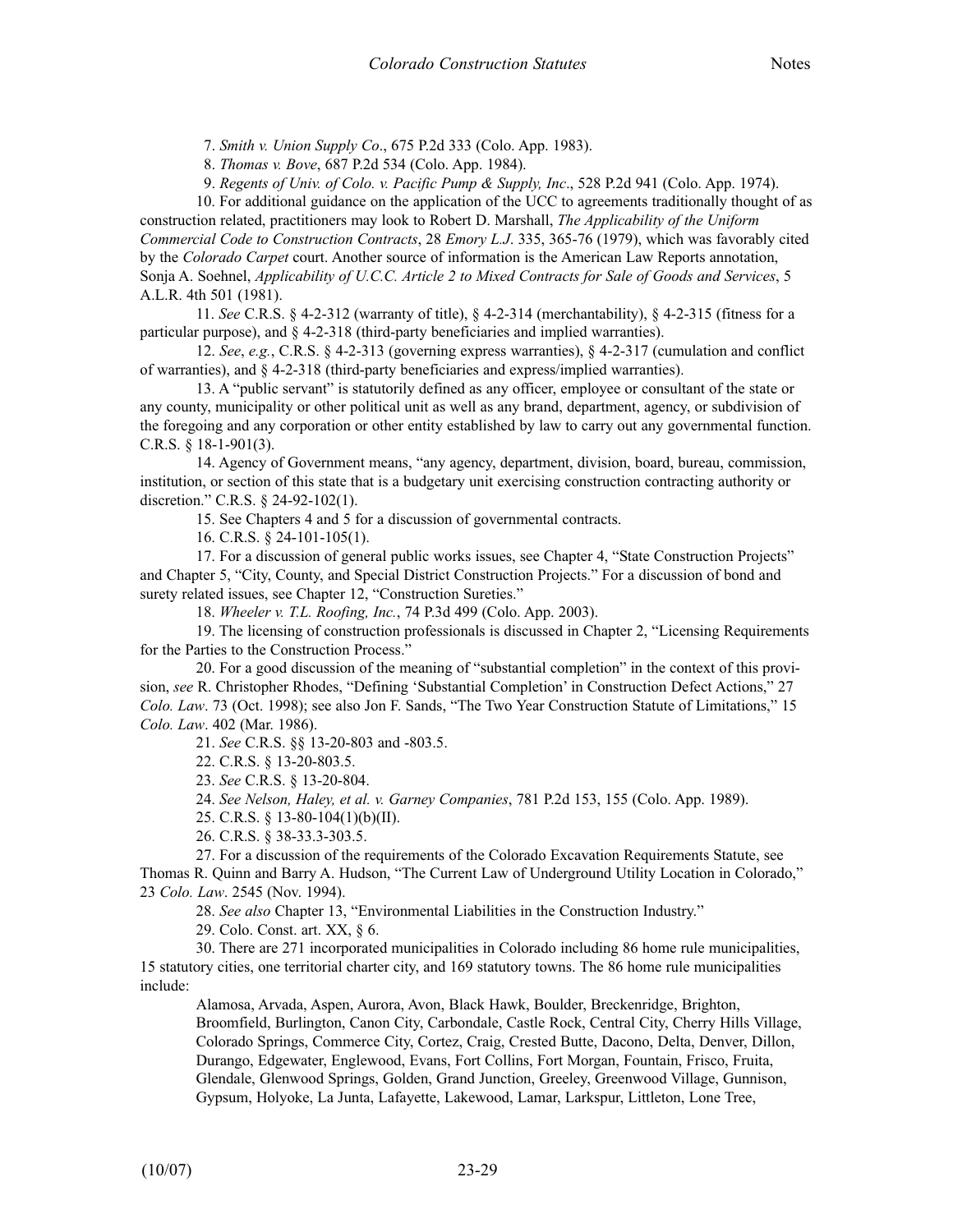7. *Smith v. Union Supply Co*., 675 P.2d 333 (Colo. App. 1983).

8. *Thomas v. Bove*, 687 P.2d 534 (Colo. App. 1984).

9. *Regents of Univ. of Colo. v. Pacific Pump & Supply, Inc*., 528 P.2d 941 (Colo. App. 1974).

10. For additional guidance on the application of the UCC to agreements traditionally thought of as construction related, practitioners may look to Robert D. Marshall, *The Applicability of the Uniform Commercial Code to Construction Contracts*, 28 *Emory L.J*. 335, 365-76 (1979), which was favorably cited by the *Colorado Carpet* court. Another source of information is the American Law Reports annotation, Sonja A. Soehnel, *Applicability of U.C.C. Article 2 to Mixed Contracts for Sale of Goods and Services*, 5 A.L.R. 4th 501 (1981).

11. *See* C.R.S. § 4-2-312 (warranty of title), § 4-2-314 (merchantability), § 4-2-315 (fitness for a particular purpose), and § 4-2-318 (third-party beneficiaries and implied warranties).

12. *See*, *e.g.*, C.R.S. § 4-2-313 (governing express warranties), § 4-2-317 (cumulation and conflict of warranties), and § 4-2-318 (third-party beneficiaries and express/implied warranties).

13. A "public servant" is statutorily defined as any officer, employee or consultant of the state or any county, municipality or other political unit as well as any brand, department, agency, or subdivision of the foregoing and any corporation or other entity established by law to carry out any governmental function. C.R.S. § 18-1-901(3).

14. Agency of Government means, "any agency, department, division, board, bureau, commission, institution, or section of this state that is a budgetary unit exercising construction contracting authority or discretion." C.R.S. § 24-92-102(1).

15. See Chapters 4 and 5 for a discussion of governmental contracts.

16. C.R.S. § 24-101-105(1).

17. For a discussion of general public works issues, see Chapter 4, "State Construction Projects" and Chapter 5, "City, County, and Special District Construction Projects." For a discussion of bond and surety related issues, see Chapter 12, "Construction Sureties."

18. *Wheeler v. T.L. Roofing, Inc.*, 74 P.3d 499 (Colo. App. 2003).

19. The licensing of construction professionals is discussed in Chapter 2, "Licensing Requirements for the Parties to the Construction Process."

20. For a good discussion of the meaning of "substantial completion" in the context of this provision, *see* R. Christopher Rhodes, "Defining 'Substantial Completion' in Construction Defect Actions," 27 *Colo. Law*. 73 (Oct. 1998); see also Jon F. Sands, "The Two Year Construction Statute of Limitations," 15 *Colo. Law*. 402 (Mar. 1986).

21. *See* C.R.S. §§ 13-20-803 and -803.5.

22. C.R.S. § 13-20-803.5.

23. *See* C.R.S. § 13-20-804.

24. *See Nelson, Haley, et al. v. Garney Companies*, 781 P.2d 153, 155 (Colo. App. 1989).

25. C.R.S. § 13-80-104(1)(b)(II).

26. C.R.S. § 38-33.3-303.5.

27. For a discussion of the requirements of the Colorado Excavation Requirements Statute, see Thomas R. Quinn and Barry A. Hudson, "The Current Law of Underground Utility Location in Colorado," 23 *Colo. Law*. 2545 (Nov. 1994).

28. *See also* Chapter 13, "Environmental Liabilities in the Construction Industry."

29. Colo. Const. art. XX, § 6.

30. There are 271 incorporated municipalities in Colorado including 86 home rule municipalities, 15 statutory cities, one territorial charter city, and 169 statutory towns. The 86 home rule municipalities include:

> Alamosa, Arvada, Aspen, Aurora, Avon, Black Hawk, Boulder, Breckenridge, Brighton, Broomfield, Burlington, Canon City, Carbondale, Castle Rock, Central City, Cherry Hills Village, Colorado Springs, Commerce City, Cortez, Craig, Crested Butte, Dacono, Delta, Denver, Dillon, Durango, Edgewater, Englewood, Evans, Fort Collins, Fort Morgan, Fountain, Frisco, Fruita, Glendale, Glenwood Springs, Golden, Grand Junction, Greeley, Greenwood Village, Gunnison, Gypsum, Holyoke, La Junta, Lafayette, Lakewood, Lamar, Larkspur, Littleton, Lone Tree,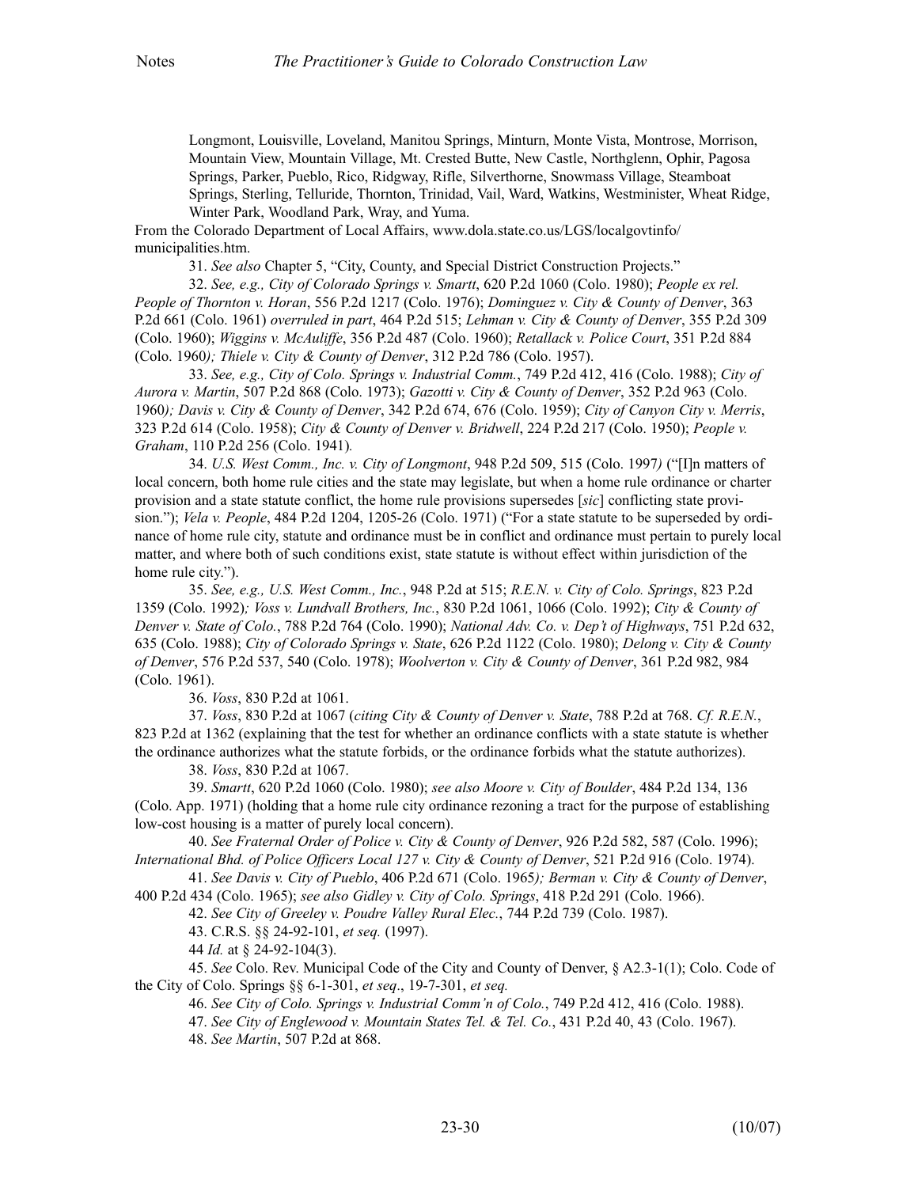Longmont, Louisville, Loveland, Manitou Springs, Minturn, Monte Vista, Montrose, Morrison, Mountain View, Mountain Village, Mt. Crested Butte, New Castle, Northglenn, Ophir, Pagosa Springs, Parker, Pueblo, Rico, Ridgway, Rifle, Silverthorne, Snowmass Village, Steamboat Springs, Sterling, Telluride, Thornton, Trinidad, Vail, Ward, Watkins, Westminister, Wheat Ridge, Winter Park, Woodland Park, Wray, and Yuma.

From the Colorado Department of Local Affairs, www.dola.state.co.us/LGS/localgovtinfo/municipalities.htm.

31. *See also* Chapter 5, "City, County, and Special District Construction Projects."

32. *See, e.g., City of Colorado Springs v. Smartt*, 620 P.2d 1060 (Colo. 1980); *People ex rel. People of Thornton v. Horan*, 556 P.2d 1217 (Colo. 1976); *Dominguez v. City & County of Denver*, 363 P.2d 661 (Colo. 1961) *overruled in part*, 464 P.2d 515; *Lehman v. City & County of Denver*, 355 P.2d 309 (Colo. 1960); *Wiggins v. McAuliffe*, 356 P.2d 487 (Colo. 1960); *Retallack v. Police Court*, 351 P.2d 884 (Colo. 1960); *Thiele v. City & County of Denver*, 312 P.2d 786 (Colo. 1957).

33. *See, e.g., City of Colo. Springs v. Industrial Comm.*, 749 P.2d 412, 416 (Colo. 1988); *City of Aurora v. Martin*, 507 P.2d 868 (Colo. 1973); *Gazotti v. City & County of Denver*, 352 P.2d 963 (Colo. 1960); *Davis v. City & County of Denver*, 342 P.2d 674, 676 (Colo. 1959); *City of Canyon City v. Merris*, 323 P.2d 614 (Colo. 1958); *City & County of Denver v. Bridwell*, 224 P.2d 217 (Colo. 1950); *People v. Graham*, 110 P.2d 256 (Colo. 1941).

34. *U.S. West Comm., Inc. v. City of Longmont*, 948 P.2d 509, 515 (Colo. 1997) ("[I]n matters of local concern, both home rule cities and the state may legislate, but when a home rule ordinance or charter provision and a state statute conflict, the home rule provisions supersedes [*sic*] conflicting state provision."); *Vela v. People*, 484 P.2d 1204, 1205-26 (Colo. 1971) ("For a state statute to be superseded by ordinance of home rule city, statute and ordinance must be in conflict and ordinance must pertain to purely local matter, and where both of such conditions exist, state statute is without effect within jurisdiction of the home rule city.").

35. *See, e.g., U.S. West Comm., Inc.*, 948 P.2d at 515; *R.E.N. v. City of Colo. Springs*, 823 P.2d 1359 (Colo. 1992); *Voss v. Lundvall Brothers, Inc.*, 830 P.2d 1061, 1066 (Colo. 1992); *City & County of Denver v. State of Colo.*, 788 P.2d 764 (Colo. 1990); *National Adv. Co. v. Dep't of Highways*, 751 P.2d 632, 635 (Colo. 1988); *City of Colorado Springs v. State*, 626 P.2d 1122 (Colo. 1980); *Delong v. City & County of Denver*, 576 P.2d 537, 540 (Colo. 1978); *Woolverton v. City & County of Denver*, 361 P.2d 982, 984 (Colo. 1961).

36. *Voss*, 830 P.2d at 1061.

37. *Voss*, 830 P.2d at 1067 (*citing City & County of Denver v. State*, 788 P.2d at 768. *Cf. R.E.N.*, 823 P.2d at 1362 (explaining that the test for whether an ordinance conflicts with a state statute is whether the ordinance authorizes what the statute forbids, or the ordinance forbids what the statute authorizes).

38. *Voss*, 830 P.2d at 1067.

39. *Smartt*, 620 P.2d 1060 (Colo. 1980); *see also Moore v. City of Boulder*, 484 P.2d 134, 136 (Colo. App. 1971) (holding that a home rule city ordinance rezoning a tract for the purpose of establishing low-cost housing is a matter of purely local concern).

40. *See Fraternal Order of Police v. City & County of Denver*, 926 P.2d 582, 587 (Colo. 1996); *International Bhd. of Police Officers Local 127 v. City & County of Denver*, 521 P.2d 916 (Colo. 1974).

41. *See Davis v. City of Pueblo*, 406 P.2d 671 (Colo. 1965); *Berman v. City & County of Denver*, 400 P.2d 434 (Colo. 1965); *see also Gidley v. City of Colo. Springs*, 418 P.2d 291 (Colo. 1966).

42. *See City of Greeley v. Poudre Valley Rural Elec.*, 744 P.2d 739 (Colo. 1987).

43. C.R.S. §§ 24-92-101, *et seq.* (1997).

44 *Id.* at § 24-92-104(3).

45. *See* Colo. Rev. Municipal Code of the City and County of Denver, § A2.3-1(1); Colo. Code of the City of Colo. Springs §§ 6-1-301, *et seq*., 19-7-301, *et seq.*

46. *See City of Colo. Springs v. Industrial Comm'n of Colo.*, 749 P.2d 412, 416 (Colo. 1988).

47. *See City of Englewood v. Mountain States Tel. & Tel. Co.*, 431 P.2d 40, 43 (Colo. 1967).

48. *See Martin*, 507 P.2d at 868.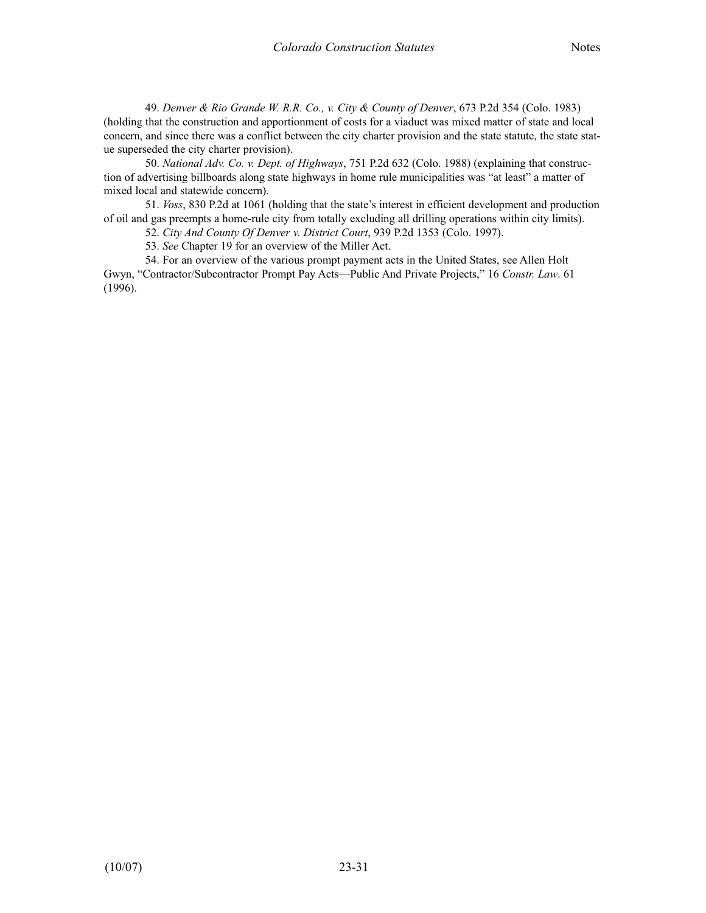49. *Denver & Rio Grande W. R.R. Co., v. City & County of Denver*, 673 P.2d 354 (Colo. 1983) (holding that the construction and apportionment of costs for a viaduct was mixed matter of state and local concern, and since there was a conflict between the city charter provision and the state statute, the state statue superseded the city charter provision).

50. *National Adv. Co. v. Dept. of Highways*, 751 P.2d 632 (Colo. 1988) (explaining that construction of advertising billboards along state highways in home rule municipalities was "at least" a matter of mixed local and statewide concern).

51. *Voss*, 830 P.2d at 1061 (holding that the state's interest in efficient development and production of oil and gas preempts a home-rule city from totally excluding all drilling operations within city limits).

52. *City And County Of Denver v. District Court*, 939 P.2d 1353 (Colo. 1997).

53. *See* Chapter 19 for an overview of the Miller Act.

54. For an overview of the various prompt payment acts in the United States, see Allen Holt Gwyn, "Contractor/Subcontractor Prompt Pay Acts—Public And Private Projects," 16 *Constr. Law*. 61 (1996).